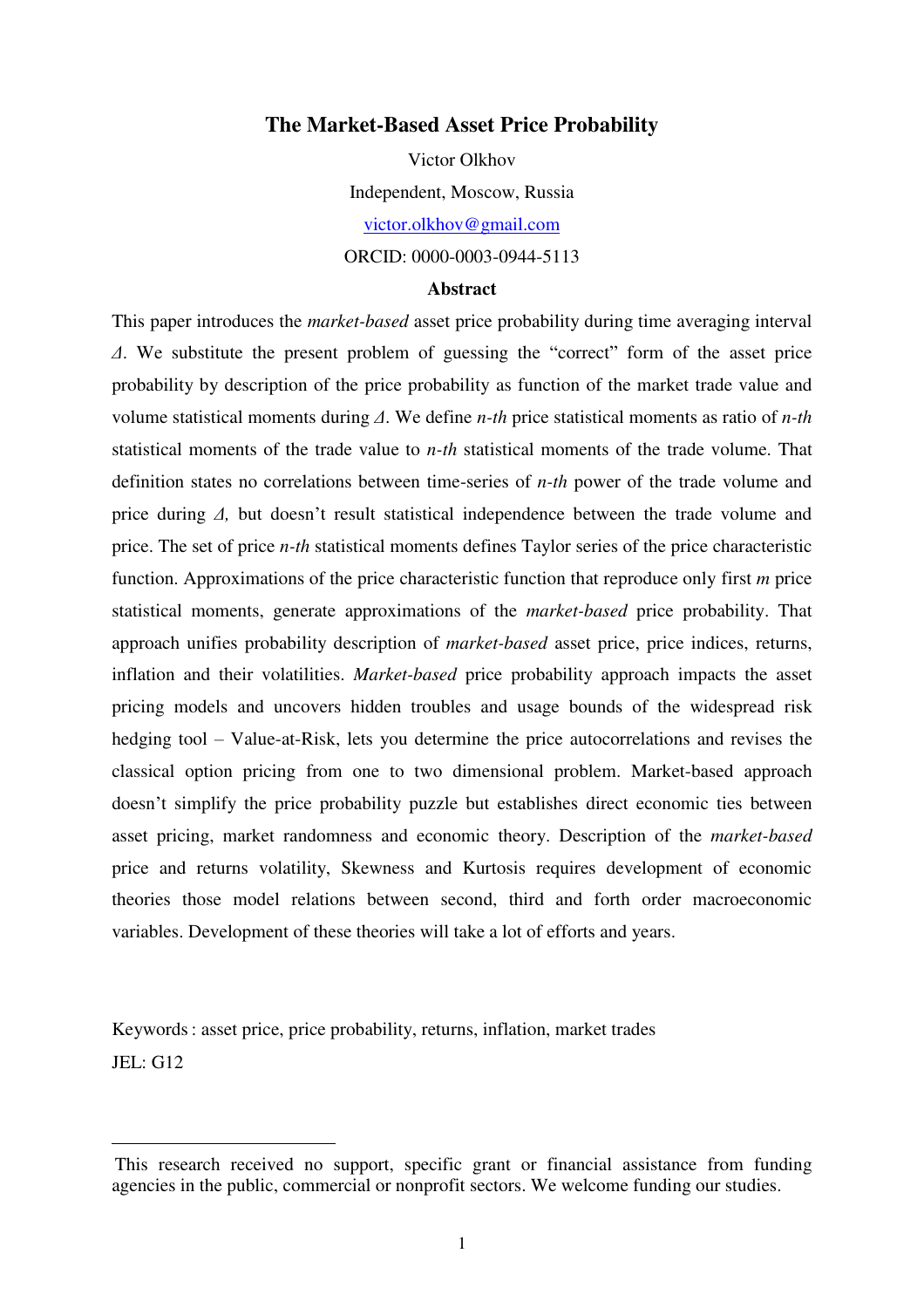# The Market-Based Asset Price Probability

Victor Olkhov

Independent, Moscow, Russia

victor.olkhov@gmail.com

ORCID: 0000-0003-0944-5113

## Abstract

This paper introduces the *market-based* asset price probability during time averaging interval *Δ*. We substitute the present problem of guessing the "correct" form of the asset price probability by description of the price probability as function of the market trade value and volume statistical moments during *Δ*. We define *n-th* price statistical moments as ratio of *n-th* statistical moments of the trade value to *n-th* statistical moments of the trade volume. That definition states no correlations between time-series of *n-th* power of the trade volume and price during *Δ,* but doesn't result statistical independence between the trade volume and price. The set of price *n-th* statistical moments defines Taylor series of the price characteristic function. Approximations of the price characteristic function that reproduce only first *m* price statistical moments, generate approximations of the *market-based* price probability. That approach unifies probability description of *market-based* asset price, price indices, returns, inflation and their volatilities. *Market-based* price probability approach impacts the asset pricing models and uncovers hidden troubles and usage bounds of the widespread risk hedging tool – Value-at-Risk, lets you determine the price autocorrelations and revises the classical option pricing from one to two dimensional problem. Market-based approach doesn't simplify the price probability puzzle but establishes direct economic ties between asset pricing, market randomness and economic theory. Description of the *market-based* price and returns volatility, Skewness and Kurtosis requires development of economic theories those model relations between second, third and forth order macroeconomic variables. Development of these theories will take a lot of efforts and years.

Keywords : asset price, price probability, returns, inflation, market trades

JEL: G12

---

This research received no support, specific grant or financial assistance from funding agencies in the public, commercial or nonprofit sectors. We welcome funding our studies.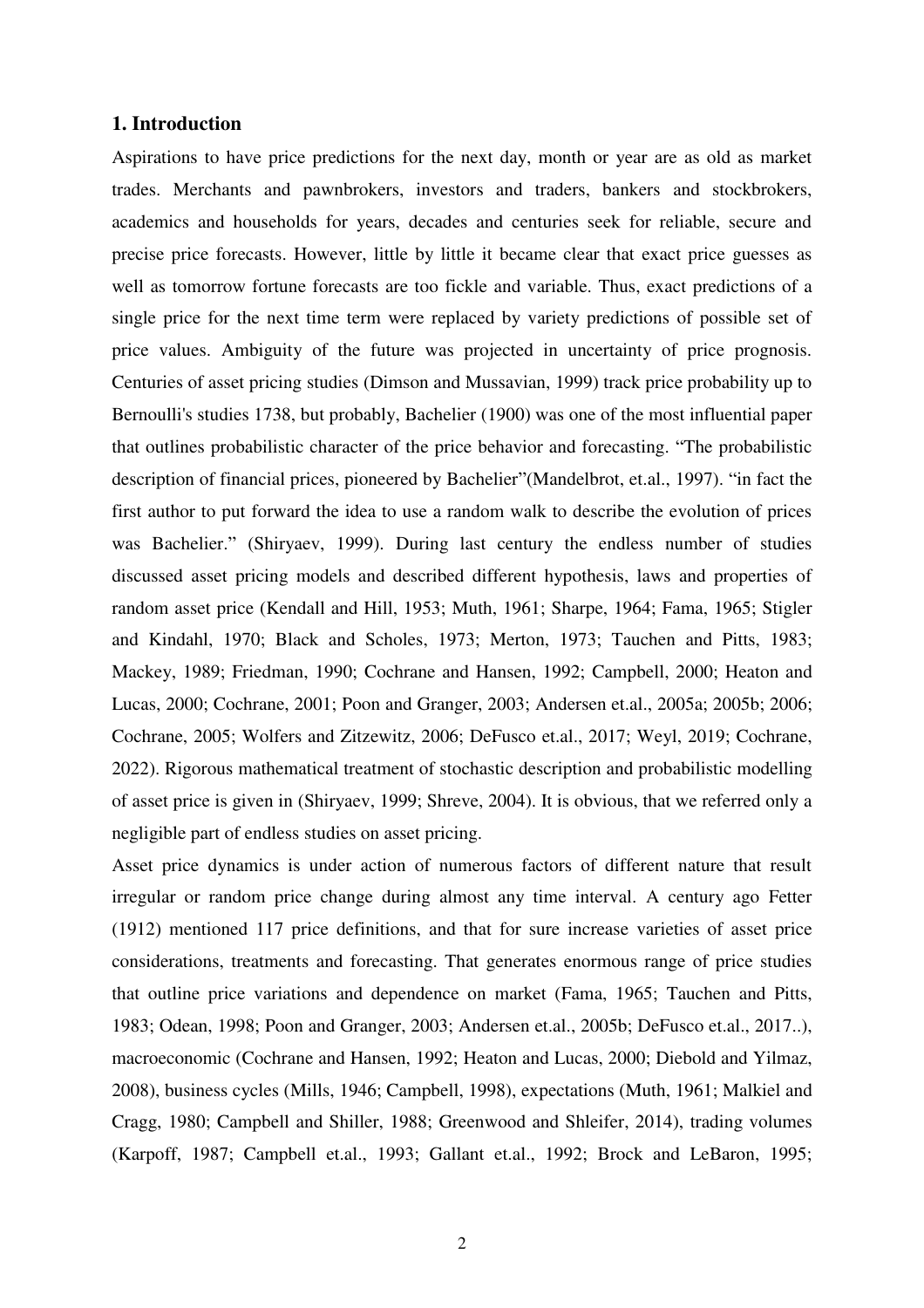## 1. Introduction

Aspirations to have price predictions for the next day, month or year are as old as market trades. Merchants and pawnbrokers, investors and traders, bankers and stockbrokers, academics and households for years, decades and centuries seek for reliable, secure and precise price forecasts. However, little by little it became clear that exact price guesses as well as tomorrow fortune forecasts are too fickle and variable. Thus, exact predictions of a single price for the next time term were replaced by variety predictions of possible set of price values. Ambiguity of the future was projected in uncertainty of price prognosis. Centuries of asset pricing studies (Dimson and Mussavian, 1999) track price probability up to Bernoulli's studies 1738, but probably, Bachelier (1900) was one of the most influential paper that outlines probabilistic character of the price behavior and forecasting. "The probabilistic description of financial prices, pioneered by Bachelier"(Mandelbrot, et.al., 1997). "in fact the first author to put forward the idea to use a random walk to describe the evolution of prices was Bachelier." (Shiryaev, 1999). During last century the endless number of studies discussed asset pricing models and described different hypothesis, laws and properties of random asset price (Kendall and Hill, 1953; Muth, 1961; Sharpe, 1964; Fama, 1965; Stigler and Kindahl, 1970; Black and Scholes, 1973; Merton, 1973; Tauchen and Pitts, 1983; Mackey, 1989; Friedman, 1990; Cochrane and Hansen, 1992; Campbell, 2000; Heaton and Lucas, 2000; Cochrane, 2001; Poon and Granger, 2003; Andersen et.al., 2005a; 2005b; 2006; Cochrane, 2005; Wolfers and Zitzewitz, 2006; DeFusco et.al., 2017; Weyl, 2019; Cochrane, 2022). Rigorous mathematical treatment of stochastic description and probabilistic modelling of asset price is given in (Shiryaev, 1999; Shreve, 2004). It is obvious, that we referred only a negligible part of endless studies on asset pricing.

Asset price dynamics is under action of numerous factors of different nature that result irregular or random price change during almost any time interval. A century ago Fetter (1912) mentioned 117 price definitions, and that for sure increase varieties of asset price considerations, treatments and forecasting. That generates enormous range of price studies that outline price variations and dependence on market (Fama, 1965; Tauchen and Pitts, 1983; Odean, 1998; Poon and Granger, 2003; Andersen et.al., 2005b; DeFusco et.al., 2017..), macroeconomic (Cochrane and Hansen, 1992; Heaton and Lucas, 2000; Diebold and Yilmaz, 2008), business cycles (Mills, 1946; Campbell, 1998), expectations (Muth, 1961; Malkiel and Cragg, 1980; Campbell and Shiller, 1988; Greenwood and Shleifer, 2014), trading volumes (Karpoff, 1987; Campbell et.al., 1993; Gallant et.al., 1992; Brock and LeBaron, 1995;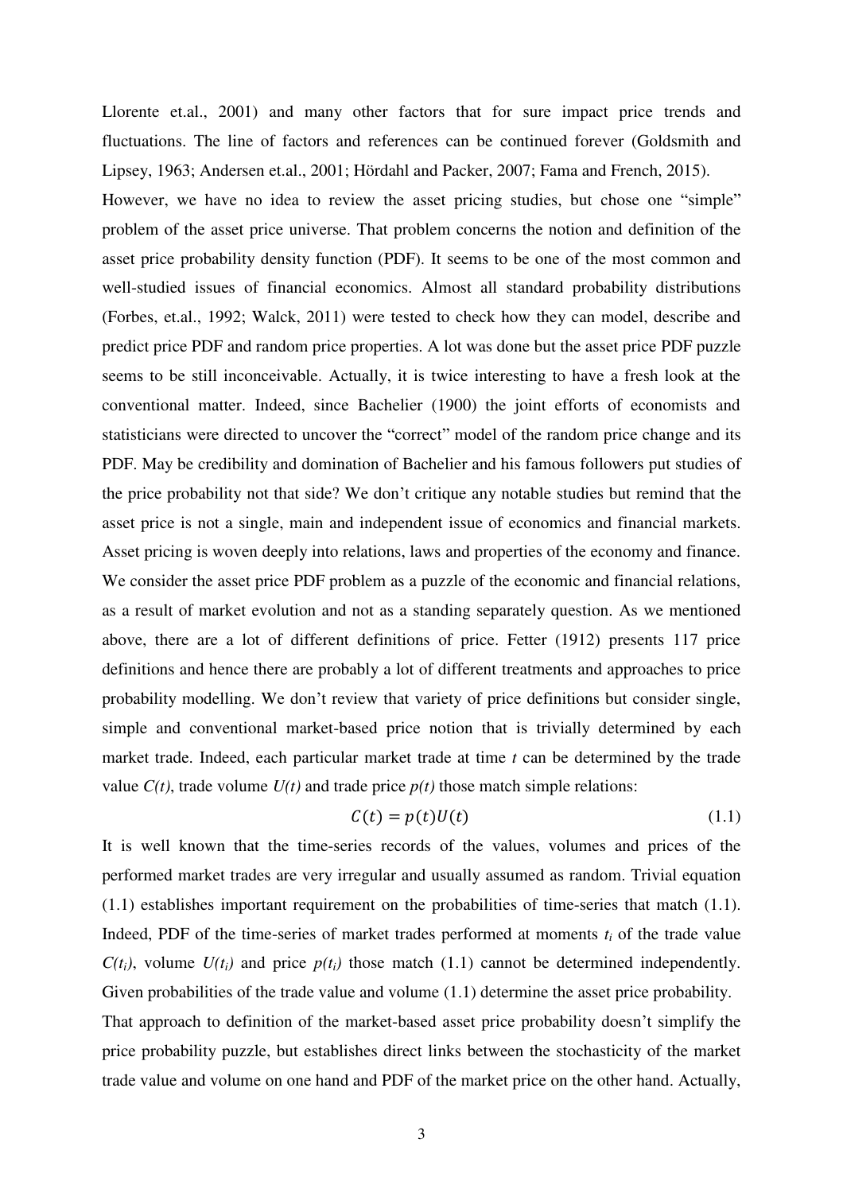Llorente et.al., 2001) and many other factors that for sure impact price trends and fluctuations. The line of factors and references can be continued forever (Goldsmith and Lipsey, 1963; Andersen et.al., 2001; Hördahl and Packer, 2007; Fama and French, 2015).

However, we have no idea to review the asset pricing studies, but chose one "simple" problem of the asset price universe. That problem concerns the notion and definition of the asset price probability density function (PDF). It seems to be one of the most common and well-studied issues of financial economics. Almost all standard probability distributions (Forbes, et.al., 1992; Walck, 2011) were tested to check how they can model, describe and predict price PDF and random price properties. A lot was done but the asset price PDF puzzle seems to be still inconceivable. Actually, it is twice interesting to have a fresh look at the conventional matter. Indeed, since Bachelier (1900) the joint efforts of economists and statisticians were directed to uncover the "correct" model of the random price change and its PDF. May be credibility and domination of Bachelier and his famous followers put studies of the price probability not that side? We don't critique any notable studies but remind that the asset price is not a single, main and independent issue of economics and financial markets. Asset pricing is woven deeply into relations, laws and properties of the economy and finance. We consider the asset price PDF problem as a puzzle of the economic and financial relations, as a result of market evolution and not as a standing separately question. As we mentioned above, there are a lot of different definitions of price. Fetter (1912) presents 117 price definitions and hence there are probably a lot of different treatments and approaches to price probability modelling. We don't review that variety of price definitions but consider single, simple and conventional market-based price notion that is trivially determined by each market trade. Indeed, each particular market trade at time $t$ can be determined by the trade value $C(t)$, trade volume $U(t)$ and trade price $p(t)$ those match simple relations:

$$C(t) = p(t)U(t) \tag{1.1}$$

It is well known that the time-series records of the values, volumes and prices of the performed market trades are very irregular and usually assumed as random. Trivial equation (1.1) establishes important requirement on the probabilities of time-series that match (1.1). Indeed, PDF of the time-series of market trades performed at moments $t_i$ of the trade value $C(t_i)$, volume $U(t_i)$ and price $p(t_i)$ those match (1.1) cannot be determined independently. Given probabilities of the trade value and volume (1.1) determine the asset price probability.

That approach to definition of the market-based asset price probability doesn't simplify the price probability puzzle, but establishes direct links between the stochasticity of the market trade value and volume on one hand and PDF of the market price on the other hand. Actually,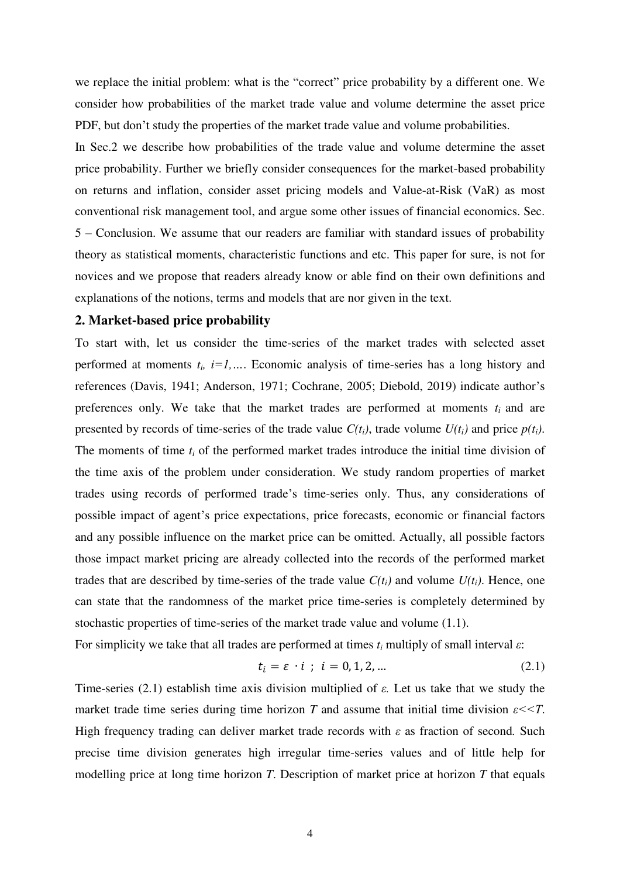we replace the initial problem: what is the "correct" price probability by a different one. We consider how probabilities of the market trade value and volume determine the asset price PDF, but don't study the properties of the market trade value and volume probabilities.

In Sec.2 we describe how probabilities of the trade value and volume determine the asset price probability. Further we briefly consider consequences for the market-based probability on returns and inflation, consider asset pricing models and Value-at-Risk (VaR) as most conventional risk management tool, and argue some other issues of financial economics. Sec. 5 – Conclusion. We assume that our readers are familiar with standard issues of probability theory as statistical moments, characteristic functions and etc. This paper for sure, is not for novices and we propose that readers already know or able find on their own definitions and explanations of the notions, terms and models that are nor given in the text.

## 2. Market-based price probability

To start with, let us consider the time-series of the market trades with selected asset performed at moments $t_i$, $i=1,\ldots$. Economic analysis of time-series has a long history and references (Davis, 1941; Anderson, 1971; Cochrane, 2005; Diebold, 2019) indicate author's preferences only. We take that the market trades are performed at moments $t_i$ and are presented by records of time-series of the trade value $C(t_i)$, trade volume $U(t_i)$ and price $p(t_i)$. The moments of time $t_i$ of the performed market trades introduce the initial time division of the time axis of the problem under consideration. We study random properties of market trades using records of performed trade's time-series only. Thus, any considerations of possible impact of agent's price expectations, price forecasts, economic or financial factors and any possible influence on the market price can be omitted. Actually, all possible factors those impact market pricing are already collected into the records of the performed market trades that are described by time-series of the trade value $C(t_i)$ and volume $U(t_i)$. Hence, one can state that the randomness of the market price time-series is completely determined by stochastic properties of time-series of the market trade value and volume (1.1).

For simplicity we take that all trades are performed at times $t_i$ multiply of small interval $\varepsilon$:

$$t_i = \varepsilon \cdot i \;\; ; \;\; i = 0, 1, 2, \ldots \tag{2.1}$$

Time-series (2.1) establish time axis division multiplied of $\varepsilon$. Let us take that we study the market trade time series during time horizon $T$ and assume that initial time division $\varepsilon \ll T$. High frequency trading can deliver market trade records with $\varepsilon$ as fraction of second. Such precise time division generates high irregular time-series values and of little help for modelling price at long time horizon $T$. Description of market price at horizon $T$ that equals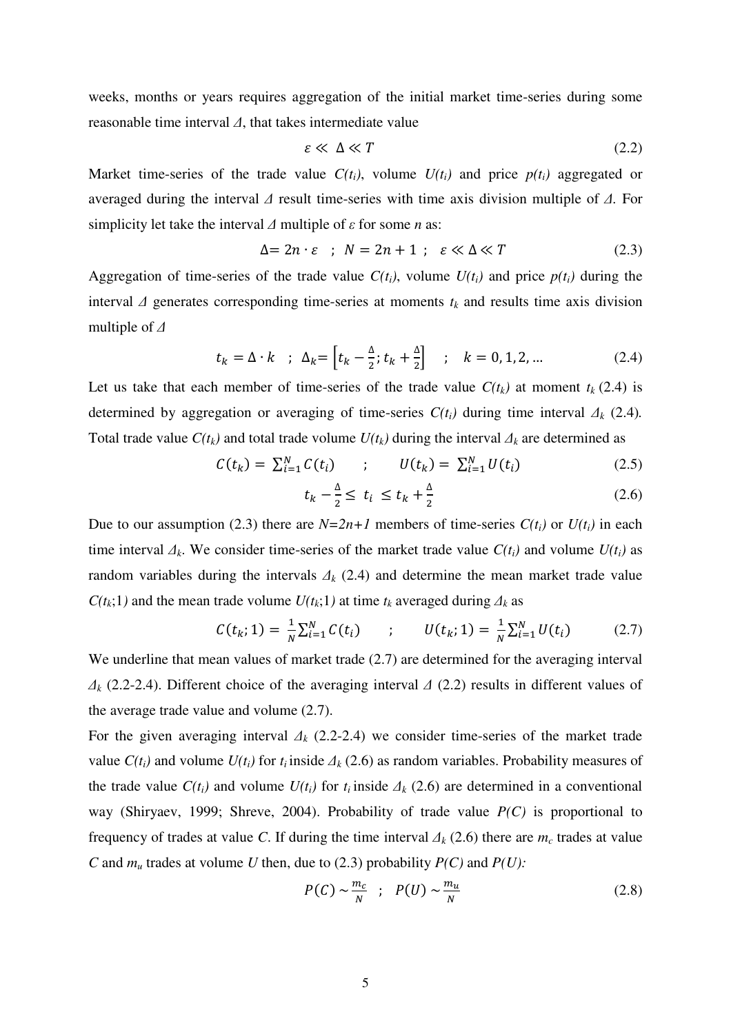weeks, months or years requires aggregation of the initial market time-series during some reasonable time interval $\Delta$, that takes intermediate value

$$\varepsilon \ll \Delta \ll T \tag{2.2}$$

Market time-series of the trade value $C(t_i)$, volume $U(t_i)$ and price $p(t_i)$ aggregated or averaged during the interval $\Delta$ result time-series with time axis division multiple of $\Delta$. For simplicity let take the interval $\Delta$ multiple of $\varepsilon$ for some $n$ as:

$$\Delta = 2n \cdot \varepsilon \quad ; \quad N = 2n + 1 \ ; \quad \varepsilon \ll \Delta \ll T \tag{2.3}$$

Aggregation of time-series of the trade value $C(t_i)$, volume $U(t_i)$ and price $p(t_i)$ during the interval $\Delta$ generates corresponding time-series at moments $t_k$ and results time axis division multiple of $\Delta$

$$t_k = \Delta \cdot k \quad ; \quad \Delta_k = \left[t_k - \frac{\Delta}{2}; t_k + \frac{\Delta}{2}\right] \quad ; \quad k = 0, 1, 2, \ldots \tag{2.4}$$

Let us take that each member of time-series of the trade value $C(t_k)$ at moment $t_k$ (2.4) is determined by aggregation or averaging of time-series $C(t_i)$ during time interval $\Delta_k$ (2.4). Total trade value $C(t_k)$ and total trade volume $U(t_k)$ during the interval $\Delta_k$ are determined as

$$C(t_k) = \sum_{i=1}^{N} C(t_i) \qquad ; \qquad U(t_k) = \sum_{i=1}^{N} U(t_i) \tag{2.5}$$

$$t_k - \frac{\Delta}{2} \le t_i \le t_k + \frac{\Delta}{2} \tag{2.6}$$

Due to our assumption (2.3) there are $N=2n+1$ members of time-series $C(t_i)$ or $U(t_i)$ in each time interval $\Delta_k$. We consider time-series of the market trade value $C(t_i)$ and volume $U(t_i)$ as random variables during the intervals $\Delta_k$ (2.4) and determine the mean market trade value $C(t_k;1)$ and the mean trade volume $U(t_k;1)$ at time $t_k$ averaged during $\Delta_k$ as

$$C(t_k;1) = \frac{1}{N}\sum_{i=1}^{N} C(t_i) \qquad ; \qquad U(t_k;1) = \frac{1}{N}\sum_{i=1}^{N} U(t_i) \tag{2.7}$$

We underline that mean values of market trade (2.7) are determined for the averaging interval $\Delta_k$ (2.2-2.4). Different choice of the averaging interval $\Delta$ (2.2) results in different values of the average trade value and volume (2.7).

For the given averaging interval $\Delta_k$ (2.2-2.4) we consider time-series of the market trade value $C(t_i)$ and volume $U(t_i)$ for $t_i$ inside $\Delta_k$ (2.6) as random variables. Probability measures of the trade value $C(t_i)$ and volume $U(t_i)$ for $t_i$ inside $\Delta_k$ (2.6) are determined in a conventional way (Shiryaev, 1999; Shreve, 2004). Probability of trade value $P(C)$ is proportional to frequency of trades at value $C$. If during the time interval $\Delta_k$ (2.6) there are $m_c$ trades at value $C$ and $m_u$ trades at volume $U$ then, due to (2.3) probability $P(C)$ and $P(U)$:

$$P(C) \sim \frac{m_c}{N} \quad ; \quad P(U) \sim \frac{m_u}{N} \tag{2.8}$$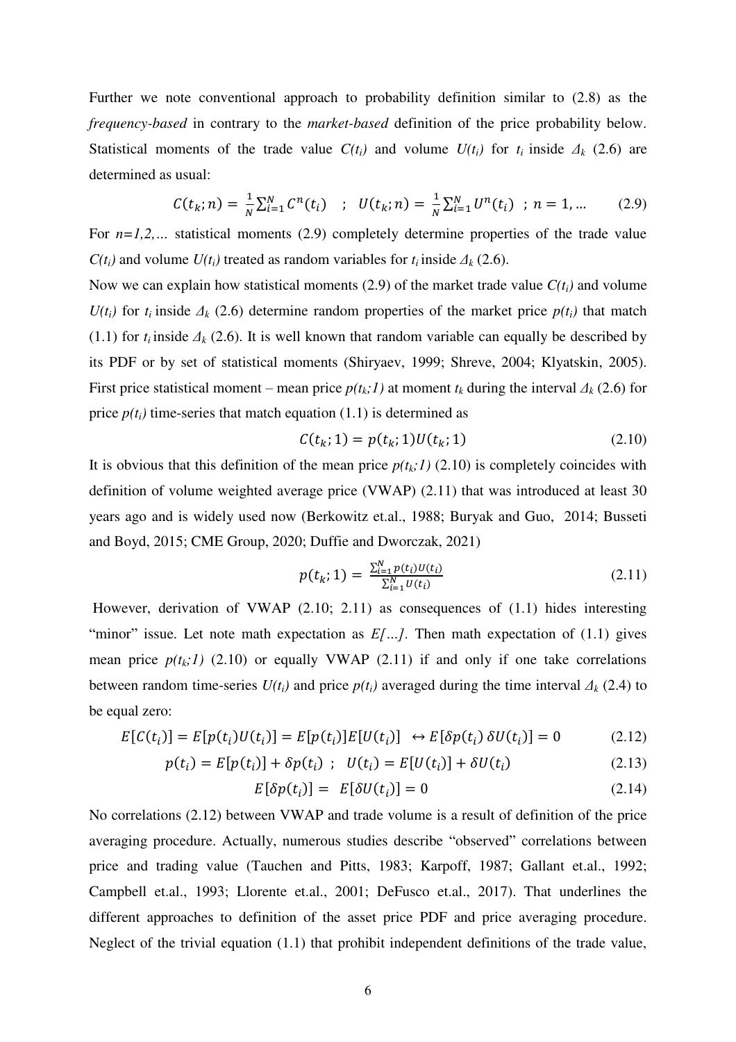Further we note conventional approach to probability definition similar to (2.8) as the *frequency-based* in contrary to the *market-based* definition of the price probability below. Statistical moments of the trade value $C(t_i)$ and volume $U(t_i)$ for $t_i$ inside $\Delta_k$ (2.6) are determined as usual:

$$C(t_k;n) = \frac{1}{N}\sum_{i=1}^{N} C^n(t_i) \quad ; \quad U(t_k;n) = \frac{1}{N}\sum_{i=1}^{N} U^n(t_i) \;\; ; \; n = 1, \dots \tag{2.9}$$

For $n=1,2,\dots$ statistical moments (2.9) completely determine properties of the trade value $C(t_i)$ and volume $U(t_i)$ treated as random variables for $t_i$ inside $\Delta_k$ (2.6).

Now we can explain how statistical moments (2.9) of the market trade value $C(t_i)$ and volume $U(t_i)$ for $t_i$ inside $\Delta_k$ (2.6) determine random properties of the market price $p(t_i)$ that match (1.1) for $t_i$ inside $\Delta_k$ (2.6). It is well known that random variable can equally be described by its PDF or by set of statistical moments (Shiryaev, 1999; Shreve, 2004; Klyatskin, 2005). First price statistical moment – mean price $p(t_k;1)$ at moment $t_k$ during the interval $\Delta_k$ (2.6) for price $p(t_i)$ time-series that match equation (1.1) is determined as

$$C(t_k;1) = p(t_k;1)U(t_k;1) \tag{2.10}$$

It is obvious that this definition of the mean price $p(t_k;1)$ (2.10) is completely coincides with definition of volume weighted average price (VWAP) (2.11) that was introduced at least 30 years ago and is widely used now (Berkowitz et.al., 1988; Buryak and Guo, 2014; Busseti and Boyd, 2015; CME Group, 2020; Duffie and Dworczak, 2021)

$$p(t_k;1) = \frac{\sum_{i=1}^{N} p(t_i)U(t_i)}{\sum_{i=1}^{N} U(t_i)} \tag{2.11}$$

However, derivation of VWAP (2.10; 2.11) as consequences of (1.1) hides interesting "minor" issue. Let note math expectation as $E[\dots]$. Then math expectation of (1.1) gives mean price $p(t_k;1)$ (2.10) or equally VWAP (2.11) if and only if one take correlations between random time-series $U(t_i)$ and price $p(t_i)$ averaged during the time interval $\Delta_k$ (2.4) to be equal zero:

$$E[C(t_i)] = E[p(t_i)U(t_i)] = E[p(t_i)]E[U(t_i)] \;\; \leftrightarrow E[\delta p(t_i)\, \delta U(t_i)] = 0 \tag{2.12}$$

$$p(t_i) = E[p(t_i)] + \delta p(t_i) \;\; ; \;\; U(t_i) = E[U(t_i)] + \delta U(t_i) \tag{2.13}$$

$$E[\delta p(t_i)] = E[\delta U(t_i)] = 0 \tag{2.14}$$

No correlations (2.12) between VWAP and trade volume is a result of definition of the price averaging procedure. Actually, numerous studies describe "observed" correlations between price and trading value (Tauchen and Pitts, 1983; Karpoff, 1987; Gallant et.al., 1992; Campbell et.al., 1993; Llorente et.al., 2001; DeFusco et.al., 2017). That underlines the different approaches to definition of the asset price PDF and price averaging procedure. Neglect of the trivial equation (1.1) that prohibit independent definitions of the trade value,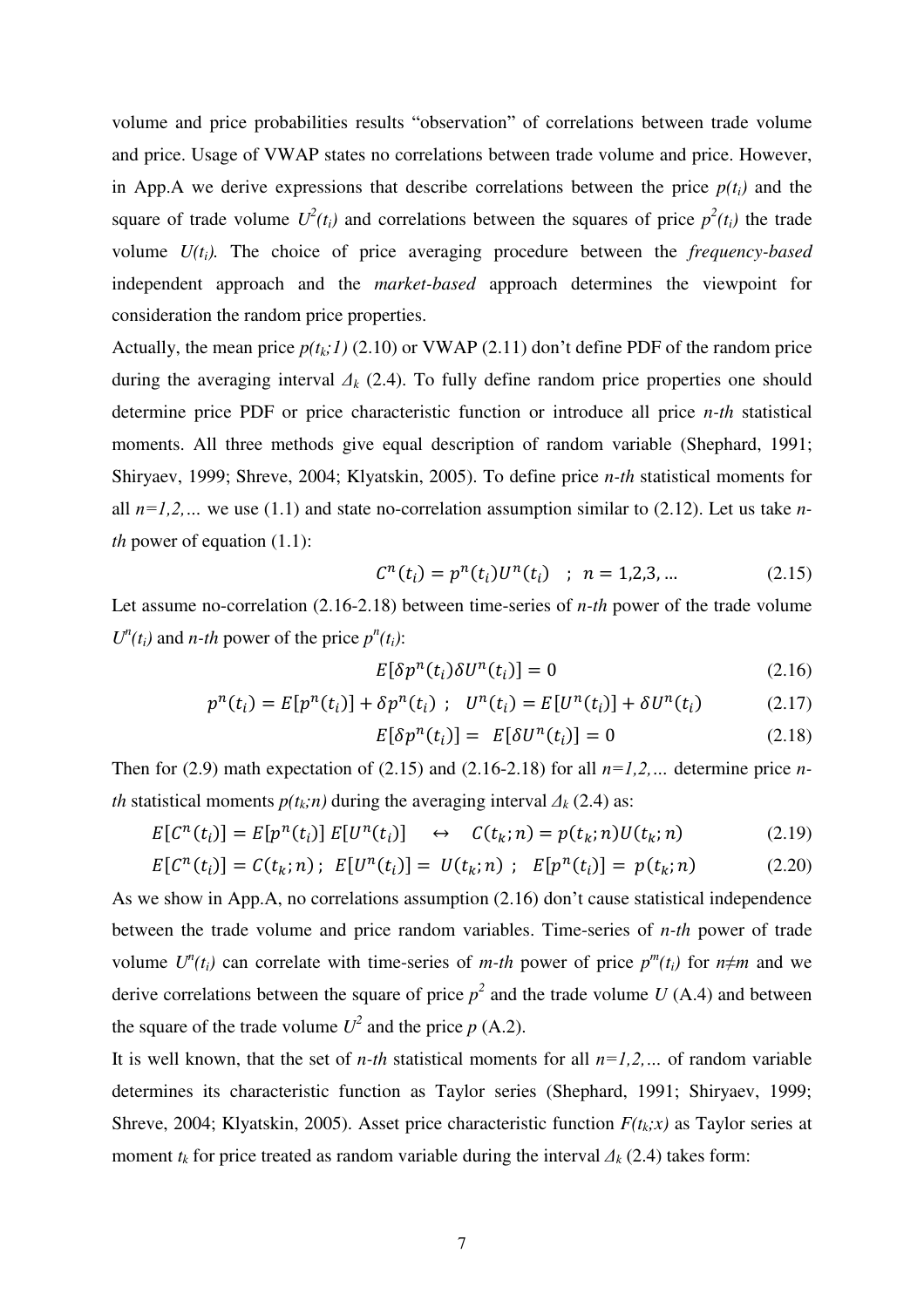volume and price probabilities results "observation" of correlations between trade volume and price. Usage of VWAP states no correlations between trade volume and price. However, in App.A we derive expressions that describe correlations between the price $p(t_i)$ and the square of trade volume $U^2(t_i)$ and correlations between the squares of price $p^2(t_i)$ the trade volume $U(t_i)$. The choice of price averaging procedure between the *frequency-based* independent approach and the *market-based* approach determines the viewpoint for consideration the random price properties.

Actually, the mean price $p(t_k;1)$ (2.10) or VWAP (2.11) don't define PDF of the random price during the averaging interval $\Delta_k$ (2.4). To fully define random price properties one should determine price PDF or price characteristic function or introduce all price *n-th* statistical moments. All three methods give equal description of random variable (Shephard, 1991; Shiryaev, 1999; Shreve, 2004; Klyatskin, 2005). To define price *n-th* statistical moments for all $n=1,2,\ldots$ we use (1.1) and state no-correlation assumption similar to (2.12). Let us take *n-th* power of equation (1.1):

$$C^n(t_i) = p^n(t_i)U^n(t_i) \quad ; \quad n = 1,2,3,\ldots \tag{2.15}$$

Let assume no-correlation (2.16-2.18) between time-series of *n-th* power of the trade volume $U^n(t_i)$ and *n-th* power of the price $p^n(t_i)$:

$$E[\delta p^n(t_i)\delta U^n(t_i)] = 0 \tag{2.16}$$

$$p^n(t_i) = E[p^n(t_i)] + \delta p^n(t_i) \; ; \quad U^n(t_i) = E[U^n(t_i)] + \delta U^n(t_i) \tag{2.17}$$

$$E[\delta p^n(t_i)] = E[\delta U^n(t_i)] = 0 \tag{2.18}$$

Then for (2.9) math expectation of (2.15) and (2.16-2.18) for all $n=1,2,\ldots$ determine price *n-th* statistical moments $p(t_k;n)$ during the averaging interval $\Delta_k$ (2.4) as:

$$E[C^n(t_i)] = E[p^n(t_i)]\,E[U^n(t_i)] \quad \leftrightarrow \quad C(t_k;n) = p(t_k;n)U(t_k;n) \tag{2.19}$$

$$E[C^n(t_i)] = C(t_k;n)\,; \;\; E[U^n(t_i)] = U(t_k;n) \;\; ; \;\; E[p^n(t_i)] = p(t_k;n) \tag{2.20}$$

As we show in App.A, no correlations assumption (2.16) don't cause statistical independence between the trade volume and price random variables. Time-series of *n-th* power of trade volume $U^n(t_i)$ can correlate with time-series of *m-th* power of price $p^m(t_i)$ for $n \neq m$ and we derive correlations between the square of price $p^2$ and the trade volume $U$ (A.4) and between the square of the trade volume $U^2$ and the price $p$ (A.2).

It is well known, that the set of *n-th* statistical moments for all $n=1,2,\ldots$ of random variable determines its characteristic function as Taylor series (Shephard, 1991; Shiryaev, 1999; Shreve, 2004; Klyatskin, 2005). Asset price characteristic function $F(t_k;x)$ as Taylor series at moment $t_k$ for price treated as random variable during the interval $\Delta_k$ (2.4) takes form: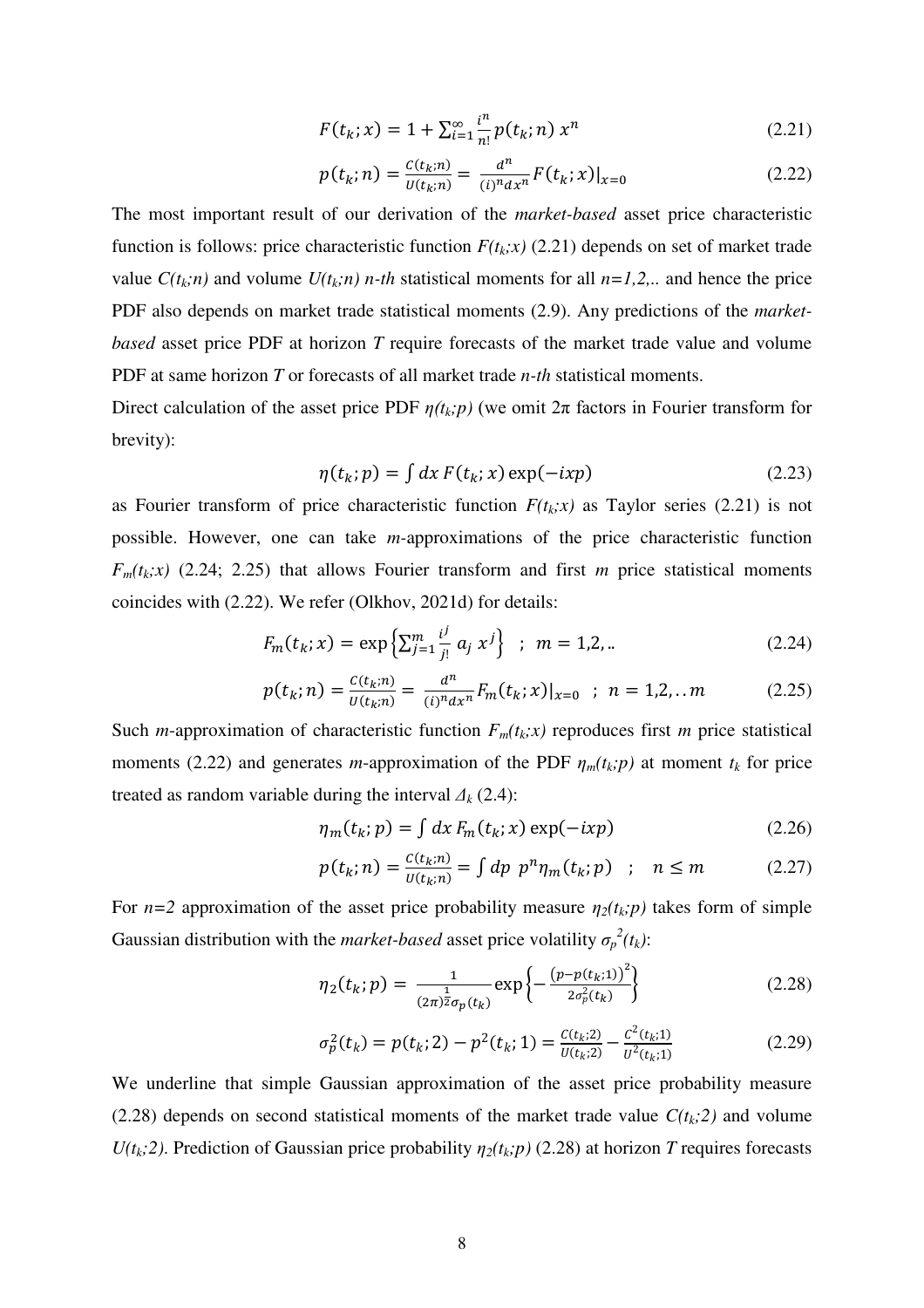$$F(t_k; x) = 1 + \sum_{i=1}^{\infty} \frac{i^n}{n!} p(t_k; n)\, x^n \tag{2.21}$$

$$p(t_k; n) = \frac{C(t_k;n)}{U(t_k;n)} = \frac{d^n}{(i)^n dx^n} F(t_k; x)|_{x=0} \tag{2.22}$$

The most important result of our derivation of the *market-based* asset price characteristic function is follows: price characteristic function $F(t_k;x)$ (2.21) depends on set of market trade value $C(t_k;n)$ and volume $U(t_k;n)$ *n-th* statistical moments for all $n=1,2,..$ and hence the price PDF also depends on market trade statistical moments (2.9). Any predictions of the *market-based* asset price PDF at horizon $T$ require forecasts of the market trade value and volume PDF at same horizon $T$ or forecasts of all market trade *n-th* statistical moments.

Direct calculation of the asset price PDF $\eta(t_k;p)$ (we omit $2\pi$ factors in Fourier transform for brevity):

$$\eta(t_k; p) = \int dx\, F(t_k; x) \exp(-ixp) \tag{2.23}$$

as Fourier transform of price characteristic function $F(t_k;x)$ as Taylor series (2.21) is not possible. However, one can take *m*-approximations of the price characteristic function $F_m(t_k;x)$ (2.24; 2.25) that allows Fourier transform and first $m$ price statistical moments coincides with (2.22). We refer (Olkhov, 2021d) for details:

$$F_m(t_k; x) = \exp\left\{\sum_{j=1}^{m} \frac{i^j}{j!}\, a_j\, x^j\right\} \quad ; \quad m = 1,2,.. \tag{2.24}$$

$$p(t_k; n) = \frac{C(t_k;n)}{U(t_k;n)} = \frac{d^n}{(i)^n dx^n} F_m(t_k; x)|_{x=0} \quad ; \quad n = 1,2,..m \tag{2.25}$$

Such *m*-approximation of characteristic function $F_m(t_k;x)$ reproduces first $m$ price statistical moments (2.22) and generates *m*-approximation of the PDF $\eta_m(t_k;p)$ at moment $t_k$ for price treated as random variable during the interval $\Delta_k$ (2.4):

$$\eta_m(t_k; p) = \int dx\, F_m(t_k; x) \exp(-ixp) \tag{2.26}$$

$$p(t_k; n) = \frac{C(t_k;n)}{U(t_k;n)} = \int dp\ p^n \eta_m(t_k; p) \quad ; \quad n \le m \tag{2.27}$$

For $n=2$ approximation of the asset price probability measure $\eta_2(t_k;p)$ takes form of simple Gaussian distribution with the *market-based* asset price volatility $\sigma_p^{\,2}(t_k)$:

$$\eta_2(t_k; p) = \frac{1}{(2\pi)^{\frac{1}{2}} \sigma_p(t_k)} \exp\left\{-\frac{\left(p - p(t_k;1)\right)^2}{2\sigma_p^2(t_k)}\right\} \tag{2.28}$$

$$\sigma_p^2(t_k) = p(t_k; 2) - p^2(t_k; 1) = \frac{C(t_k;2)}{U(t_k;2)} - \frac{C^2(t_k;1)}{U^2(t_k;1)} \tag{2.29}$$

We underline that simple Gaussian approximation of the asset price probability measure (2.28) depends on second statistical moments of the market trade value $C(t_k;2)$ and volume $U(t_k;2)$. Prediction of Gaussian price probability $\eta_2(t_k;p)$ (2.28) at horizon $T$ requires forecasts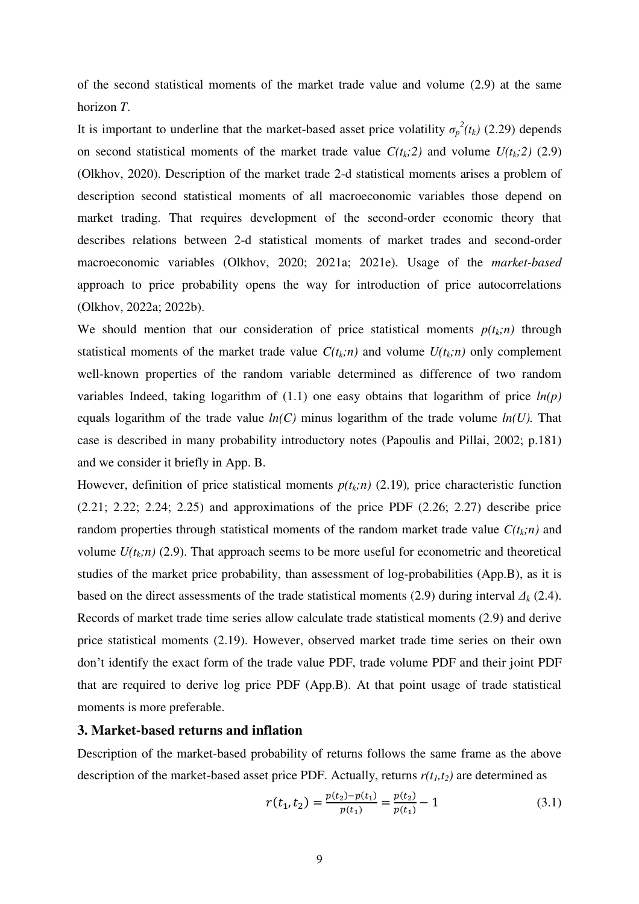of the second statistical moments of the market trade value and volume (2.9) at the same horizon $T$.

It is important to underline that the market-based asset price volatility $\sigma_p^2(t_k)$ (2.29) depends on second statistical moments of the market trade value $C(t_k;2)$ and volume $U(t_k;2)$ (2.9) (Olkhov, 2020). Description of the market trade 2-d statistical moments arises a problem of description second statistical moments of all macroeconomic variables those depend on market trading. That requires development of the second-order economic theory that describes relations between 2-d statistical moments of market trades and second-order macroeconomic variables (Olkhov, 2020; 2021a; 2021e). Usage of the *market-based* approach to price probability opens the way for introduction of price autocorrelations (Olkhov, 2022a; 2022b).

We should mention that our consideration of price statistical moments $p(t_k;n)$ through statistical moments of the market trade value $C(t_k;n)$ and volume $U(t_k;n)$ only complement well-known properties of the random variable determined as difference of two random variables Indeed, taking logarithm of (1.1) one easy obtains that logarithm of price $ln(p)$ equals logarithm of the trade value $ln(C)$ minus logarithm of the trade volume $ln(U)$. That case is described in many probability introductory notes (Papoulis and Pillai, 2002; p.181) and we consider it briefly in App. B.

However, definition of price statistical moments $p(t_k;n)$ (2.19), price characteristic function (2.21; 2.22; 2.24; 2.25) and approximations of the price PDF (2.26; 2.27) describe price random properties through statistical moments of the random market trade value $C(t_k;n)$ and volume $U(t_k;n)$ (2.9). That approach seems to be more useful for econometric and theoretical studies of the market price probability, than assessment of log-probabilities (App.B), as it is based on the direct assessments of the trade statistical moments (2.9) during interval $\Delta_k$ (2.4). Records of market trade time series allow calculate trade statistical moments (2.9) and derive price statistical moments (2.19). However, observed market trade time series on their own don't identify the exact form of the trade value PDF, trade volume PDF and their joint PDF that are required to derive log price PDF (App.B). At that point usage of trade statistical moments is more preferable.

## 3. Market-based returns and inflation

Description of the market-based probability of returns follows the same frame as the above description of the market-based asset price PDF. Actually, returns $r(t_1,t_2)$ are determined as

$$r(t_1, t_2) = \frac{p(t_2)-p(t_1)}{p(t_1)} = \frac{p(t_2)}{p(t_1)} - 1 \tag{3.1}$$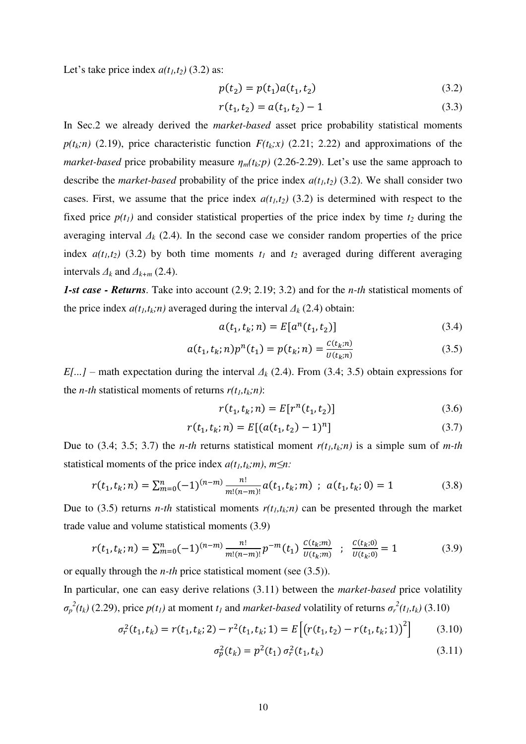Let's take price index $a(t_1,t_2)$ (3.2) as:

$$p(t_2) = p(t_1)a(t_1,t_2) \tag{3.2}$$

$$r(t_1,t_2) = a(t_1,t_2) - 1 \tag{3.3}$$

In Sec.2 we already derived the *market-based* asset price probability statistical moments $p(t_k;n)$ (2.19), price characteristic function $F(t_k;x)$ (2.21; 2.22) and approximations of the *market-based* price probability measure $\eta_m(t_k;p)$ (2.26-2.29). Let's use the same approach to describe the *market-based* probability of the price index $a(t_1,t_2)$ (3.2). We shall consider two cases. First, we assume that the price index $a(t_1,t_2)$ (3.2) is determined with respect to the fixed price $p(t_1)$ and consider statistical properties of the price index by time $t_2$ during the averaging interval $\Delta_k$ (2.4). In the second case we consider random properties of the price index $a(t_1,t_2)$ (3.2) by both time moments $t_1$ and $t_2$ averaged during different averaging intervals $\Delta_k$ and $\Delta_{k+m}$ (2.4).

***1-st case - Returns***. Take into account (2.9; 2.19; 3.2) and for the *n-th* statistical moments of the price index $a(t_1,t_k;n)$ averaged during the interval $\Delta_k$ (2.4) obtain:

$$a(t_1,t_k;n) = E[a^n(t_1,t_2)] \tag{3.4}$$

$$a(t_1,t_k;n)p^n(t_1) = p(t_k;n) = \frac{C(t_k;n)}{U(t_k;n)} \tag{3.5}$$

$E[...]$ – math expectation during the interval $\Delta_k$ (2.4). From (3.4; 3.5) obtain expressions for the *n-th* statistical moments of returns $r(t_1,t_k;n)$:

$$r(t_1,t_k;n) = E[r^n(t_1,t_2)] \tag{3.6}$$

$$r(t_1,t_k;n) = E[(a(t_1,t_2)-1)^n] \tag{3.7}$$

Due to (3.4; 3.5; 3.7) the *n-th* returns statistical moment $r(t_1,t_k;n)$ is a simple sum of *m-th* statistical moments of the price index $a(t_1,t_k;m)$, $m \le n$:

$$r(t_1,t_k;n) = \sum_{m=0}^{n}(-1)^{(n-m)}\frac{n!}{m!(n-m)!}a(t_1,t_k;m) \;\; ; \;\; a(t_1,t_k;0) = 1 \tag{3.8}$$

Due to (3.5) returns *n-th* statistical moments $r(t_1,t_k;n)$ can be presented through the market trade value and volume statistical moments (3.9)

$$r(t_1,t_k;n) = \sum_{m=0}^{n}(-1)^{(n-m)}\frac{n!}{m!(n-m)!}p^{-m}(t_1)\,\frac{C(t_k;m)}{U(t_k;m)} \;\; ; \;\; \frac{C(t_k;0)}{U(t_k;0)} = 1 \tag{3.9}$$

or equally through the *n-th* price statistical moment (see (3.5)).

In particular, one can easy derive relations (3.11) between the *market-based* price volatility $\sigma_p^2(t_k)$ (2.29), price $p(t_1)$ at moment $t_1$ and *market-based* volatility of returns $\sigma_r^2(t_1,t_k)$ (3.10)

$$\sigma_r^2(t_1,t_k) = r(t_1,t_k;2) - r^2(t_1,t_k;1) = E\left[\left(r(t_1,t_2) - r(t_1,t_k;1)\right)^2\right] \tag{3.10}$$

$$\sigma_p^2(t_k) = p^2(t_1)\,\sigma_r^2(t_1,t_k) \tag{3.11}$$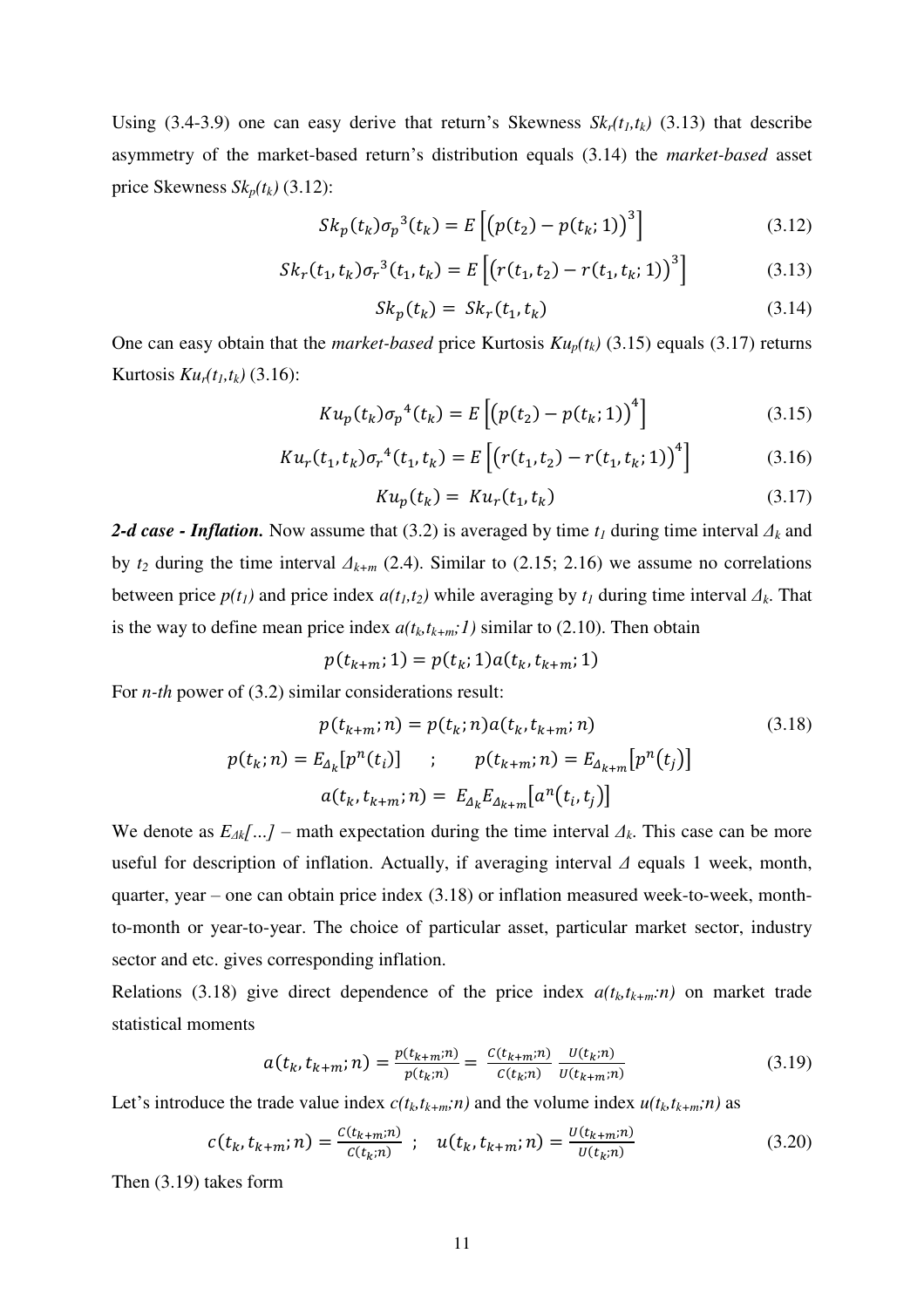Using (3.4-3.9) one can easy derive that return's Skewness $Sk_r(t_1,t_k)$ (3.13) that describe asymmetry of the market-based return's distribution equals (3.14) the *market-based* asset price Skewness $Sk_p(t_k)$ (3.12):

$$Sk_p(t_k)\sigma_p{}^3(t_k) = E\left[\left(p(t_2) - p(t_k;1)\right)^3\right] \tag{3.12}$$

$$Sk_r(t_1,t_k)\sigma_r{}^3(t_1,t_k) = E\left[\left(r(t_1,t_2) - r(t_1,t_k;1)\right)^3\right] \tag{3.13}$$

$$Sk_p(t_k) = Sk_r(t_1,t_k) \tag{3.14}$$

One can easy obtain that the *market-based* price Kurtosis $Ku_p(t_k)$ (3.15) equals (3.17) returns Kurtosis $Ku_r(t_1,t_k)$ (3.16):

$$Ku_p(t_k)\sigma_p{}^4(t_k) = E\left[\left(p(t_2) - p(t_k;1)\right)^4\right] \tag{3.15}$$

$$Ku_r(t_1,t_k)\sigma_r{}^4(t_1,t_k) = E\left[\left(r(t_1,t_2) - r(t_1,t_k;1)\right)^4\right] \tag{3.16}$$

$$Ku_p(t_k) = Ku_r(t_1,t_k) \tag{3.17}$$

***2-d case - Inflation.*** Now assume that (3.2) is averaged by time $t_1$ during time interval $\Delta_k$ and by $t_2$ during the time interval $\Delta_{k+m}$ (2.4). Similar to (2.15; 2.16) we assume no correlations between price $p(t_1)$ and price index $a(t_1,t_2)$ while averaging by $t_1$ during time interval $\Delta_k$. That is the way to define mean price index $a(t_k,t_{k+m};1)$ similar to (2.10). Then obtain

$$p(t_{k+m};1) = p(t_k;1)a(t_k,t_{k+m};1)$$

For *n-th* power of (3.2) similar considerations result:

$$p(t_{k+m};n) = p(t_k;n)a(t_k,t_{k+m};n) \tag{3.18}$$

$$p(t_k;n) = E_{\Delta_k}[p^n(t_i)] \quad ; \quad p(t_{k+m};n) = E_{\Delta_{k+m}}[p^n(t_j)]$$

$$a(t_k,t_{k+m};n) = E_{\Delta_k}E_{\Delta_{k+m}}[a^n(t_i,t_j)]$$

We denote as $E_{\Delta k}[...]$ – math expectation during the time interval $\Delta_k$. This case can be more useful for description of inflation. Actually, if averaging interval $\Delta$ equals 1 week, month, quarter, year – one can obtain price index (3.18) or inflation measured week-to-week, month-to-month or year-to-year. The choice of particular asset, particular market sector, industry sector and etc. gives corresponding inflation.

Relations (3.18) give direct dependence of the price index $a(t_k,t_{k+m};n)$ on market trade statistical moments

$$a(t_k,t_{k+m};n) = \frac{p(t_{k+m};n)}{p(t_k;n)} = \frac{C(t_{k+m};n)}{C(t_k;n)}\ \frac{U(t_k;n)}{U(t_{k+m};n)} \tag{3.19}$$

Let's introduce the trade value index $c(t_k,t_{k+m};n)$ and the volume index $u(t_k,t_{k+m};n)$ as

$$c(t_k,t_{k+m};n) = \frac{C(t_{k+m};n)}{C(t_k;n)} \quad ; \quad u(t_k,t_{k+m};n) = \frac{U(t_{k+m};n)}{U(t_k;n)} \tag{3.20}$$

Then (3.19) takes form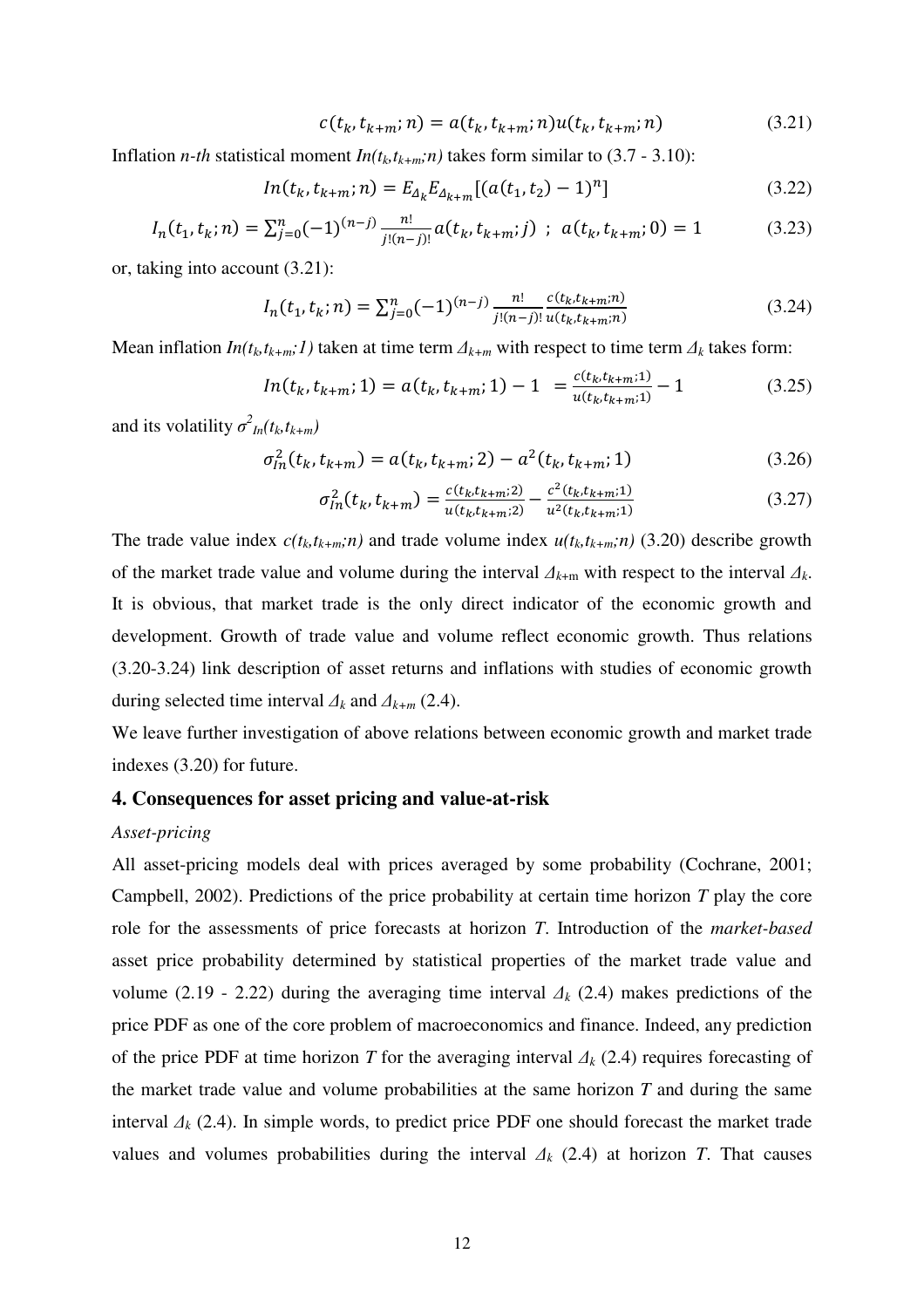$$c(t_k, t_{k+m}; n) = a(t_k, t_{k+m}; n)u(t_k, t_{k+m}; n) \tag{3.21}$$

Inflation *n-th* statistical moment $In(t_k,t_{k+m};n)$ takes form similar to (3.7 - 3.10):

$$In(t_k, t_{k+m}; n) = E_{\Delta_k} E_{\Delta_{k+m}}[(a(t_1, t_2) - 1)^n] \tag{3.22}$$

$$I_n(t_1, t_k; n) = \sum_{j=0}^{n} (-1)^{(n-j)} \frac{n!}{j!(n-j)!} a(t_k, t_{k+m}; j) \;\; ; \;\; a(t_k, t_{k+m}; 0) = 1 \tag{3.23}$$

or, taking into account (3.21):

$$I_n(t_1, t_k; n) = \sum_{j=0}^{n} (-1)^{(n-j)} \frac{n!}{j!(n-j)!} \frac{c(t_k, t_{k+m}; n)}{u(t_k, t_{k+m}; n)} \tag{3.24}$$

Mean inflation $In(t_k,t_{k+m};1)$ taken at time term $\Delta_{k+m}$ with respect to time term $\Delta_k$ takes form:

$$In(t_k, t_{k+m}; 1) = a(t_k, t_{k+m}; 1) - 1 \;\; = \frac{c(t_k, t_{k+m}; 1)}{u(t_k, t_{k+m}; 1)} - 1 \tag{3.25}$$

and its volatility $\sigma^2_{In}(t_k,t_{k+m})$

$$\sigma^2_{In}(t_k, t_{k+m}) = a(t_k, t_{k+m}; 2) - a^2(t_k, t_{k+m}; 1) \tag{3.26}$$

$$\sigma^2_{In}(t_k, t_{k+m}) = \frac{c(t_k, t_{k+m}; 2)}{u(t_k, t_{k+m}; 2)} - \frac{c^2(t_k, t_{k+m}; 1)}{u^2(t_k, t_{k+m}; 1)} \tag{3.27}$$

The trade value index $c(t_k,t_{k+m};n)$ and trade volume index $u(t_k,t_{k+m};n)$ (3.20) describe growth of the market trade value and volume during the interval $\Delta_{k+m}$ with respect to the interval $\Delta_k$. It is obvious, that market trade is the only direct indicator of the economic growth and development. Growth of trade value and volume reflect economic growth. Thus relations (3.20-3.24) link description of asset returns and inflations with studies of economic growth during selected time interval $\Delta_k$ and $\Delta_{k+m}$ (2.4).

We leave further investigation of above relations between economic growth and market trade indexes (3.20) for future.

## 4. Consequences for asset pricing and value-at-risk

*Asset-pricing*

All asset-pricing models deal with prices averaged by some probability (Cochrane, 2001; Campbell, 2002). Predictions of the price probability at certain time horizon $T$ play the core role for the assessments of price forecasts at horizon $T$. Introduction of the *market-based* asset price probability determined by statistical properties of the market trade value and volume (2.19 - 2.22) during the averaging time interval $\Delta_k$ (2.4) makes predictions of the price PDF as one of the core problem of macroeconomics and finance. Indeed, any prediction of the price PDF at time horizon $T$ for the averaging interval $\Delta_k$ (2.4) requires forecasting of the market trade value and volume probabilities at the same horizon $T$ and during the same interval $\Delta_k$ (2.4). In simple words, to predict price PDF one should forecast the market trade values and volumes probabilities during the interval $\Delta_k$ (2.4) at horizon $T$. That causes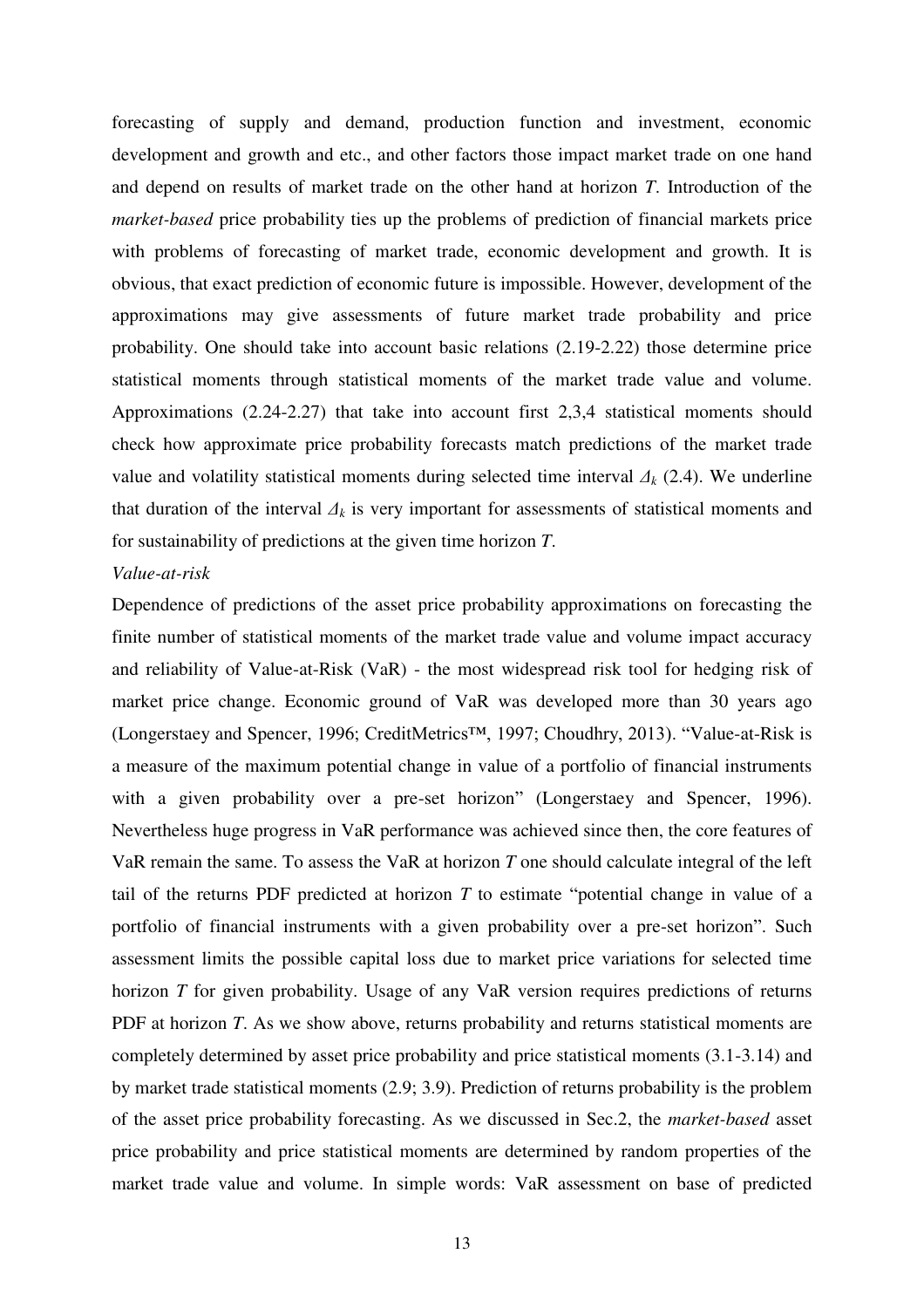forecasting of supply and demand, production function and investment, economic development and growth and etc., and other factors those impact market trade on one hand and depend on results of market trade on the other hand at horizon *T*. Introduction of the *market-based* price probability ties up the problems of prediction of financial markets price with problems of forecasting of market trade, economic development and growth. It is obvious, that exact prediction of economic future is impossible. However, development of the approximations may give assessments of future market trade probability and price probability. One should take into account basic relations (2.19-2.22) those determine price statistical moments through statistical moments of the market trade value and volume. Approximations (2.24-2.27) that take into account first 2,3,4 statistical moments should check how approximate price probability forecasts match predictions of the market trade value and volatility statistical moments during selected time interval $\Delta_k$ (2.4). We underline that duration of the interval $\Delta_k$ is very important for assessments of statistical moments and for sustainability of predictions at the given time horizon *T*.

*Value-at-risk*

Dependence of predictions of the asset price probability approximations on forecasting the finite number of statistical moments of the market trade value and volume impact accuracy and reliability of Value-at-Risk (VaR) - the most widespread risk tool for hedging risk of market price change. Economic ground of VaR was developed more than 30 years ago (Longerstaey and Spencer, 1996; CreditMetrics™, 1997; Choudhry, 2013). "Value-at-Risk is a measure of the maximum potential change in value of a portfolio of financial instruments with a given probability over a pre-set horizon" (Longerstaey and Spencer, 1996). Nevertheless huge progress in VaR performance was achieved since then, the core features of VaR remain the same. To assess the VaR at horizon *T* one should calculate integral of the left tail of the returns PDF predicted at horizon *T* to estimate "potential change in value of a portfolio of financial instruments with a given probability over a pre-set horizon". Such assessment limits the possible capital loss due to market price variations for selected time horizon *T* for given probability. Usage of any VaR version requires predictions of returns PDF at horizon *T*. As we show above, returns probability and returns statistical moments are completely determined by asset price probability and price statistical moments (3.1-3.14) and by market trade statistical moments (2.9; 3.9). Prediction of returns probability is the problem of the asset price probability forecasting. As we discussed in Sec.2, the *market-based* asset price probability and price statistical moments are determined by random properties of the market trade value and volume. In simple words: VaR assessment on base of predicted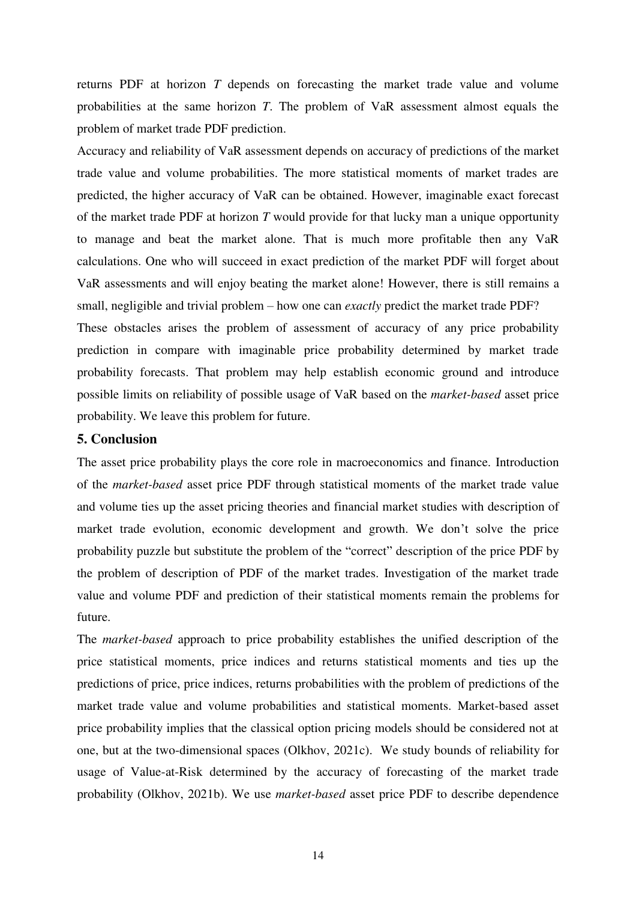returns PDF at horizon $T$ depends on forecasting the market trade value and volume probabilities at the same horizon $T$. The problem of VaR assessment almost equals the problem of market trade PDF prediction.

Accuracy and reliability of VaR assessment depends on accuracy of predictions of the market trade value and volume probabilities. The more statistical moments of market trades are predicted, the higher accuracy of VaR can be obtained. However, imaginable exact forecast of the market trade PDF at horizon $T$ would provide for that lucky man a unique opportunity to manage and beat the market alone. That is much more profitable then any VaR calculations. One who will succeed in exact prediction of the market PDF will forget about VaR assessments and will enjoy beating the market alone! However, there is still remains a small, negligible and trivial problem – how one can *exactly* predict the market trade PDF?

These obstacles arises the problem of assessment of accuracy of any price probability prediction in compare with imaginable price probability determined by market trade probability forecasts. That problem may help establish economic ground and introduce possible limits on reliability of possible usage of VaR based on the *market-based* asset price probability. We leave this problem for future.

## 5. Conclusion

The asset price probability plays the core role in macroeconomics and finance. Introduction of the *market-based* asset price PDF through statistical moments of the market trade value and volume ties up the asset pricing theories and financial market studies with description of market trade evolution, economic development and growth. We don't solve the price probability puzzle but substitute the problem of the "correct" description of the price PDF by the problem of description of PDF of the market trades. Investigation of the market trade value and volume PDF and prediction of their statistical moments remain the problems for future.

The *market-based* approach to price probability establishes the unified description of the price statistical moments, price indices and returns statistical moments and ties up the predictions of price, price indices, returns probabilities with the problem of predictions of the market trade value and volume probabilities and statistical moments. Market-based asset price probability implies that the classical option pricing models should be considered not at one, but at the two-dimensional spaces (Olkhov, 2021c). We study bounds of reliability for usage of Value-at-Risk determined by the accuracy of forecasting of the market trade probability (Olkhov, 2021b). We use *market-based* asset price PDF to describe dependence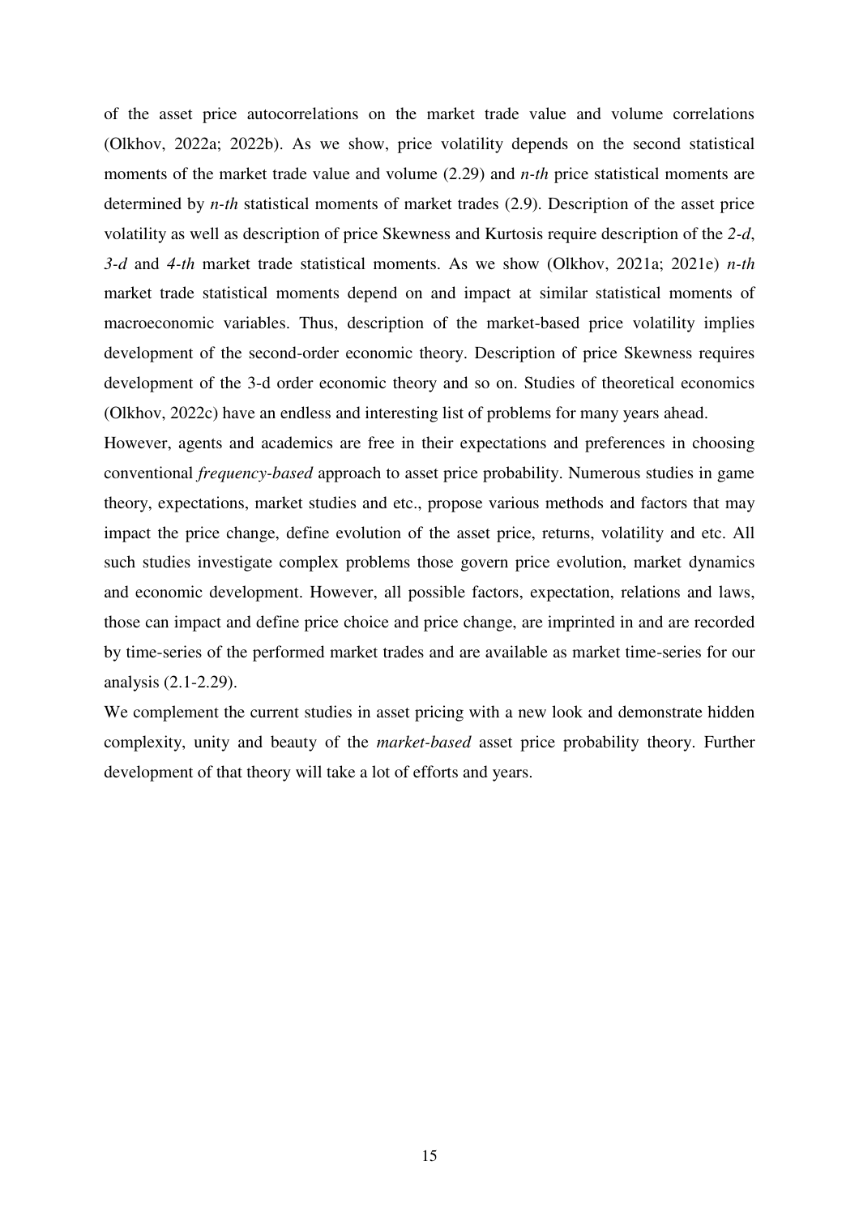of the asset price autocorrelations on the market trade value and volume correlations (Olkhov, 2022a; 2022b). As we show, price volatility depends on the second statistical moments of the market trade value and volume (2.29) and *n-th* price statistical moments are determined by *n-th* statistical moments of market trades (2.9). Description of the asset price volatility as well as description of price Skewness and Kurtosis require description of the *2-d*, *3-d* and *4-th* market trade statistical moments. As we show (Olkhov, 2021a; 2021e) *n-th* market trade statistical moments depend on and impact at similar statistical moments of macroeconomic variables. Thus, description of the market-based price volatility implies development of the second-order economic theory. Description of price Skewness requires development of the 3-d order economic theory and so on. Studies of theoretical economics (Olkhov, 2022c) have an endless and interesting list of problems for many years ahead.

However, agents and academics are free in their expectations and preferences in choosing conventional *frequency-based* approach to asset price probability. Numerous studies in game theory, expectations, market studies and etc., propose various methods and factors that may impact the price change, define evolution of the asset price, returns, volatility and etc. All such studies investigate complex problems those govern price evolution, market dynamics and economic development. However, all possible factors, expectation, relations and laws, those can impact and define price choice and price change, are imprinted in and are recorded by time-series of the performed market trades and are available as market time-series for our analysis (2.1-2.29).

We complement the current studies in asset pricing with a new look and demonstrate hidden complexity, unity and beauty of the *market-based* asset price probability theory. Further development of that theory will take a lot of efforts and years.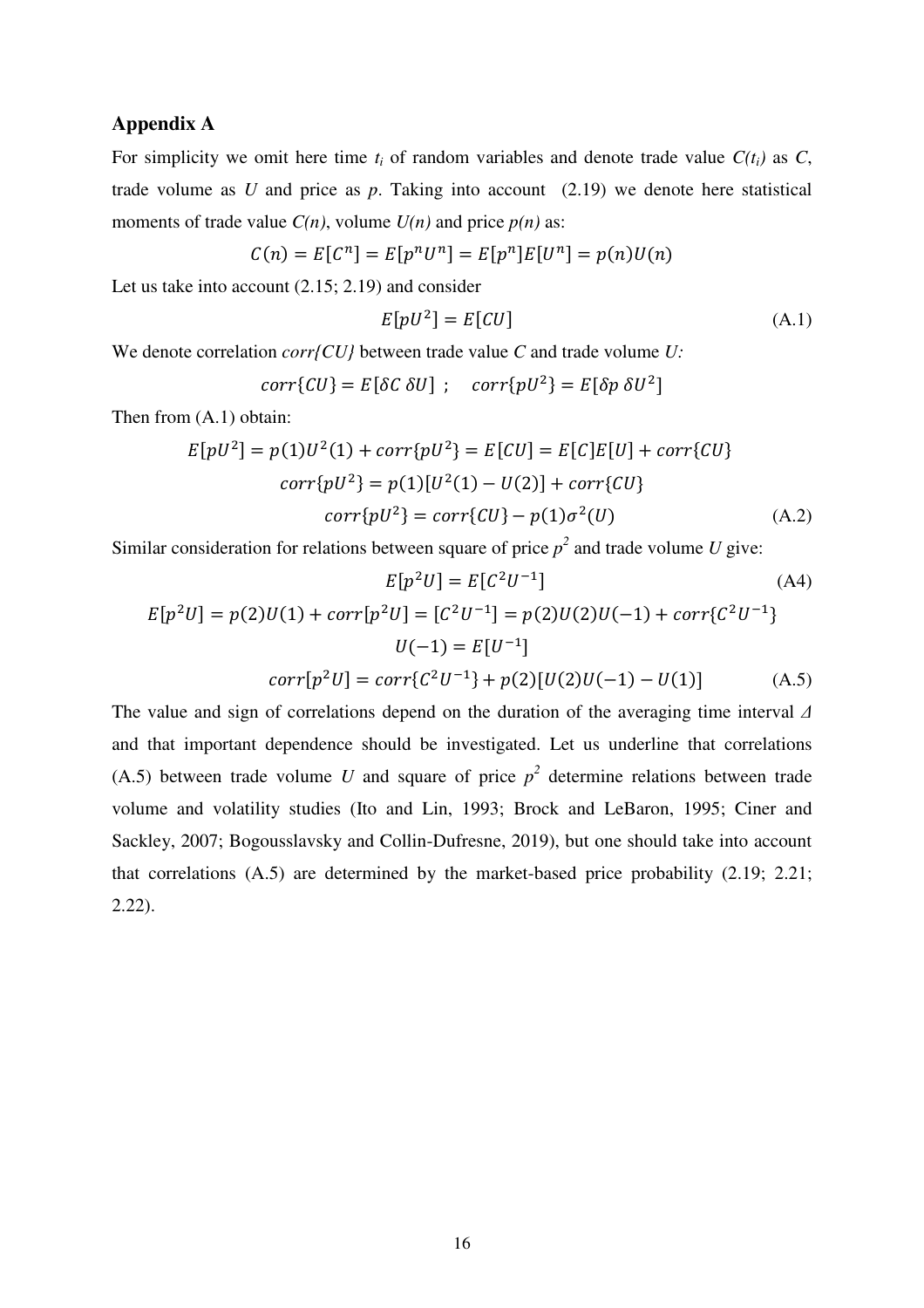### Appendix A

For simplicity we omit here time $t_i$ of random variables and denote trade value $C(t_i)$ as $C$, trade volume as $U$ and price as $p$. Taking into account (2.19) we denote here statistical moments of trade value $C(n)$, volume $U(n)$ and price $p(n)$ as:

$$C(n) = E[C^n] = E[p^n U^n] = E[p^n]E[U^n] = p(n)U(n)$$

Let us take into account (2.15; 2.19) and consider

$$E[pU^2] = E[CU] \tag{A.1}$$

We denote correlation $corr\{CU\}$ between trade value $C$ and trade volume $U$:

$$corr\{CU\} = E[\delta C\ \delta U]\ ; \quad corr\{pU^2\} = E[\delta p\ \delta U^2]$$

Then from (A.1) obtain:

$$E[pU^2] = p(1)U^2(1) + corr\{pU^2\} = E[CU] = E[C]E[U] + corr\{CU\}$$

$$corr\{pU^2\} = p(1)[U^2(1) - U(2)] + corr\{CU\}$$

$$corr\{pU^2\} = corr\{CU\} - p(1)\sigma^2(U) \tag{A.2}$$

Similar consideration for relations between square of price $p^2$ and trade volume $U$ give:

$$E[p^2U] = E[C^2U^{-1}] \tag{A4}$$

$$E[p^2U] = p(2)U(1) + corr[p^2U] = [C^2U^{-1}] = p(2)U(2)U(-1) + corr\{C^2U^{-1}\}$$

$$U(-1) = E[U^{-1}]$$

$$corr[p^2U] = corr\{C^2U^{-1}\} + p(2)[U(2)U(-1) - U(1)] \tag{A.5}$$

The value and sign of correlations depend on the duration of the averaging time interval $\Delta$ and that important dependence should be investigated. Let us underline that correlations (A.5) between trade volume $U$ and square of price $p^2$ determine relations between trade volume and volatility studies (Ito and Lin, 1993; Brock and LeBaron, 1995; Ciner and Sackley, 2007; Bogousslavsky and Collin-Dufresne, 2019), but one should take into account that correlations (A.5) are determined by the market-based price probability (2.19; 2.21; 2.22).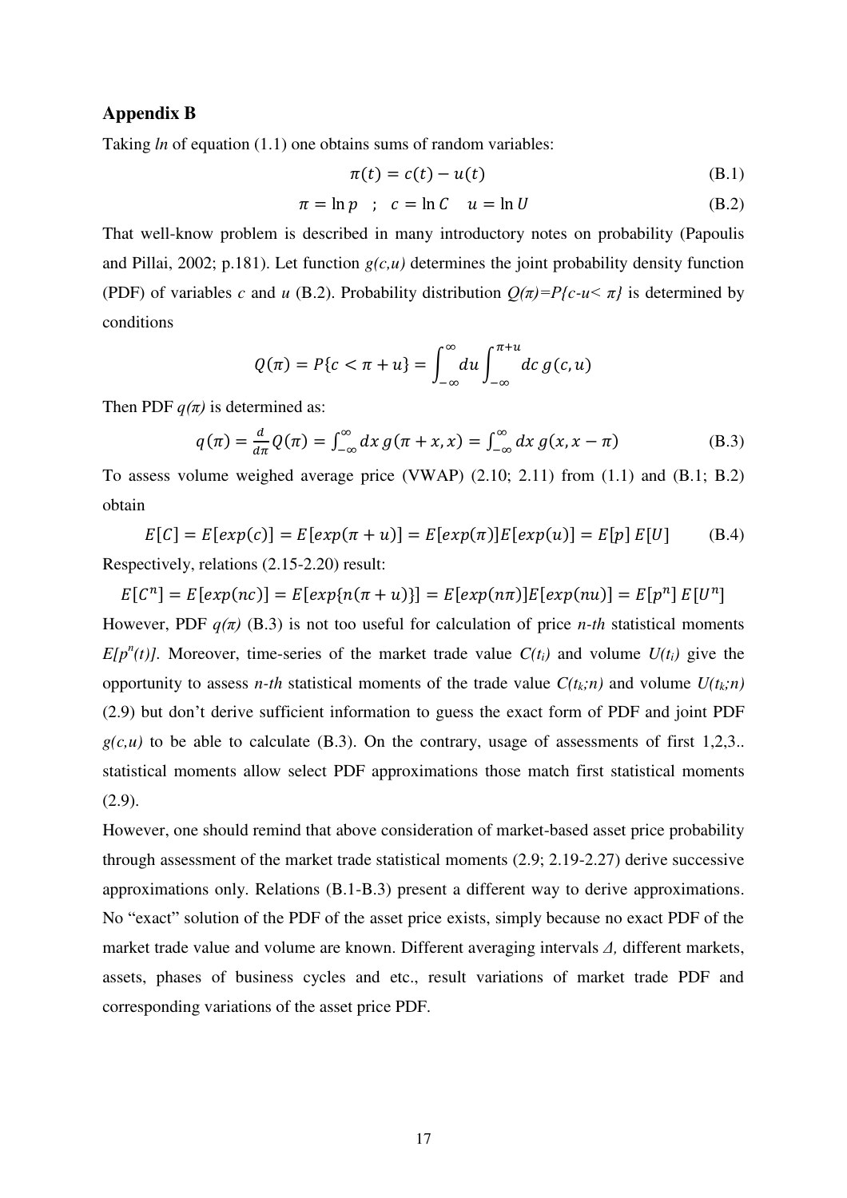## Appendix B

Taking *ln* of equation (1.1) one obtains sums of random variables:

$$\pi(t) = c(t) - u(t) \tag{B.1}$$

$$\pi = \ln p \quad ; \quad c = \ln C \quad u = \ln U \tag{B.2}$$

That well-know problem is described in many introductory notes on probability (Papoulis and Pillai, 2002; p.181). Let function $g(c,u)$ determines the joint probability density function (PDF) of variables $c$ and $u$ (B.2). Probability distribution $Q(\pi)=P\{c-u< \pi\}$ is determined by conditions

$$Q(\pi) = P\{c < \pi + u\} = \int_{-\infty}^{\infty} du \int_{-\infty}^{\pi+u} dc\, g(c,u)$$

Then PDF $q(\pi)$ is determined as:

$$q(\pi) = \frac{d}{d\pi}Q(\pi) = \int_{-\infty}^{\infty} dx\, g(\pi + x, x) = \int_{-\infty}^{\infty} dx\, g(x, x - \pi) \tag{B.3}$$

To assess volume weighed average price (VWAP) (2.10; 2.11) from (1.1) and (B.1; B.2) obtain

$$E[C] = E[exp(c)] = E[exp(\pi + u)] = E[exp(\pi)]E[exp(u)] = E[p]\, E[U] \tag{B.4}$$

Respectively, relations (2.15-2.20) result:

$$E[C^n] = E[exp(nc)] = E[exp\{n(\pi + u)\}] = E[exp(n\pi)]E[exp(nu)] = E[p^n]\, E[U^n]$$

However, PDF $q(\pi)$ (B.3) is not too useful for calculation of price *n-th* statistical moments $E[p^n(t)]$. Moreover, time-series of the market trade value $C(t_i)$ and volume $U(t_i)$ give the opportunity to assess *n-th* statistical moments of the trade value $C(t_k;n)$ and volume $U(t_k;n)$ (2.9) but don't derive sufficient information to guess the exact form of PDF and joint PDF $g(c,u)$ to be able to calculate (B.3). On the contrary, usage of assessments of first 1,2,3.. statistical moments allow select PDF approximations those match first statistical moments (2.9).

However, one should remind that above consideration of market-based asset price probability through assessment of the market trade statistical moments (2.9; 2.19-2.27) derive successive approximations only. Relations (B.1-B.3) present a different way to derive approximations. No "exact" solution of the PDF of the asset price exists, simply because no exact PDF of the market trade value and volume are known. Different averaging intervals $\Delta$, different markets, assets, phases of business cycles and etc., result variations of market trade PDF and corresponding variations of the asset price PDF.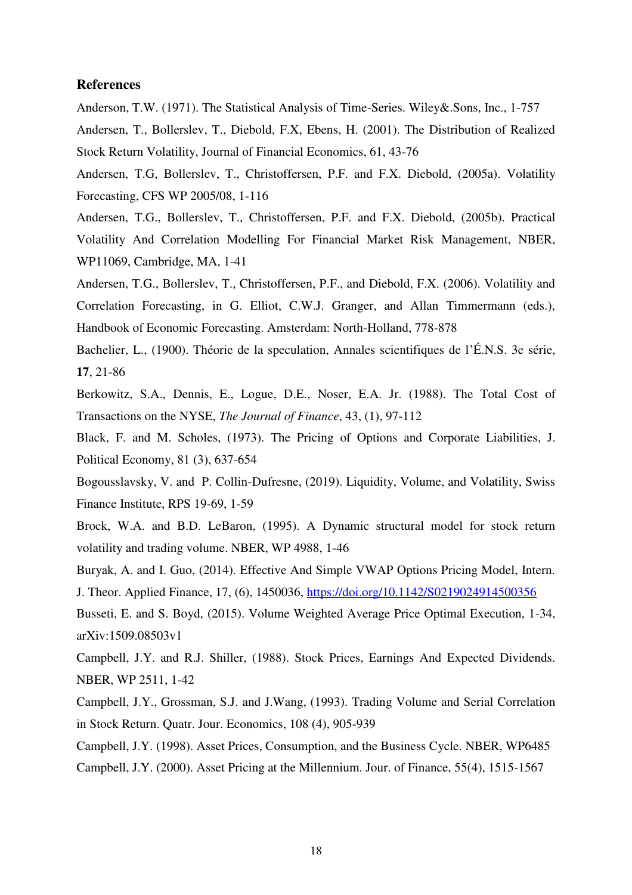**References**

Anderson, T.W. (1971). The Statistical Analysis of Time-Series. Wiley&.Sons, Inc., 1-757

Andersen, T., Bollerslev, T., Diebold, F.X, Ebens, H. (2001). The Distribution of Realized Stock Return Volatility, Journal of Financial Economics, 61, 43-76

Andersen, T.G, Bollerslev, T., Christoffersen, P.F. and F.X. Diebold, (2005a). Volatility Forecasting, CFS WP 2005/08, 1-116

Andersen, T.G., Bollerslev, T., Christoffersen, P.F. and F.X. Diebold, (2005b). Practical Volatility And Correlation Modelling For Financial Market Risk Management, NBER, WP11069, Cambridge, MA, 1-41

Andersen, T.G., Bollerslev, T., Christoffersen, P.F., and Diebold, F.X. (2006). Volatility and Correlation Forecasting, in G. Elliot, C.W.J. Granger, and Allan Timmermann (eds.), Handbook of Economic Forecasting. Amsterdam: North-Holland, 778-878

Bachelier, L., (1900). Théorie de la speculation, Annales scientifiques de l'É.N.S. 3e série, **17**, 21-86

Berkowitz, S.A., Dennis, E., Logue, D.E., Noser, E.A. Jr. (1988). The Total Cost of Transactions on the NYSE, *The Journal of Finance*, 43, (1), 97-112

Black, F. and M. Scholes, (1973). The Pricing of Options and Corporate Liabilities, J. Political Economy, 81 (3), 637-654

Bogousslavsky, V. and P. Collin-Dufresne, (2019). Liquidity, Volume, and Volatility, Swiss Finance Institute, RPS 19-69, 1-59

Brock, W.A. and B.D. LeBaron, (1995). A Dynamic structural model for stock return volatility and trading volume. NBER, WP 4988, 1-46

Buryak, A. and I. Guo, (2014). Effective And Simple VWAP Options Pricing Model, Intern. J. Theor. Applied Finance, 17, (6), 1450036, https://doi.org/10.1142/S0219024914500356

Busseti, E. and S. Boyd, (2015). Volume Weighted Average Price Optimal Execution, 1-34, arXiv:1509.08503v1

Campbell, J.Y. and R.J. Shiller, (1988). Stock Prices, Earnings And Expected Dividends. NBER, WP 2511, 1-42

Campbell, J.Y., Grossman, S.J. and J.Wang, (1993). Trading Volume and Serial Correlation in Stock Return. Quatr. Jour. Economics, 108 (4), 905-939

Campbell, J.Y. (1998). Asset Prices, Consumption, and the Business Cycle. NBER, WP6485

Campbell, J.Y. (2000). Asset Pricing at the Millennium. Jour. of Finance, 55(4), 1515-1567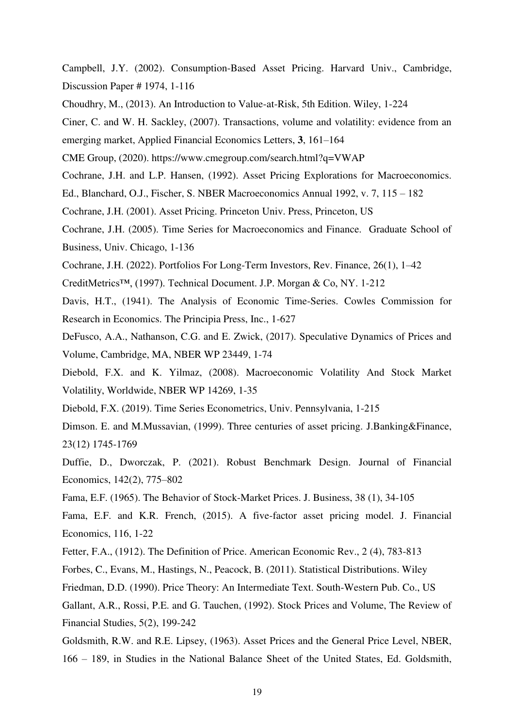Campbell, J.Y. (2002). Consumption-Based Asset Pricing. Harvard Univ., Cambridge, Discussion Paper # 1974, 1-116

Choudhry, M., (2013). An Introduction to Value-at-Risk, 5th Edition. Wiley, 1-224

Ciner, C. and W. H. Sackley, (2007). Transactions, volume and volatility: evidence from an emerging market, Applied Financial Economics Letters, **3**, 161–164

CME Group, (2020). https://www.cmegroup.com/search.html?q=VWAP

Cochrane, J.H. and L.P. Hansen, (1992). Asset Pricing Explorations for Macroeconomics. Ed., Blanchard, O.J., Fischer, S. NBER Macroeconomics Annual 1992, v. 7, 115 – 182

Cochrane, J.H. (2001). Asset Pricing. Princeton Univ. Press, Princeton, US

Cochrane, J.H. (2005). Time Series for Macroeconomics and Finance. Graduate School of Business, Univ. Chicago, 1-136

Cochrane, J.H. (2022). Portfolios For Long-Term Investors, Rev. Finance, 26(1), 1–42

CreditMetrics™, (1997). Technical Document. J.P. Morgan & Co, NY. 1-212

Davis, H.T., (1941). The Analysis of Economic Time-Series. Cowles Commission for Research in Economics. The Principia Press, Inc., 1-627

DeFusco, A.A., Nathanson, C.G. and E. Zwick, (2017). Speculative Dynamics of Prices and Volume, Cambridge, MA, NBER WP 23449, 1-74

Diebold, F.X. and K. Yilmaz, (2008). Macroeconomic Volatility And Stock Market Volatility, Worldwide, NBER WP 14269, 1-35

Diebold, F.X. (2019). Time Series Econometrics, Univ. Pennsylvania, 1-215

Dimson. E. and M.Mussavian, (1999). Three centuries of asset pricing. J.Banking&Finance, 23(12) 1745-1769

Duffie, D., Dworczak, P. (2021). Robust Benchmark Design. Journal of Financial Economics, 142(2), 775–802

Fama, E.F. (1965). The Behavior of Stock-Market Prices. J. Business, 38 (1), 34-105

Fama, E.F. and K.R. French, (2015). A five-factor asset pricing model. J. Financial Economics, 116, 1-22

Fetter, F.A., (1912). The Definition of Price. American Economic Rev., 2 (4), 783-813

Forbes, C., Evans, M., Hastings, N., Peacock, B. (2011). Statistical Distributions. Wiley

Friedman, D.D. (1990). Price Theory: An Intermediate Text. South-Western Pub. Co., US

Gallant, A.R., Rossi, P.E. and G. Tauchen, (1992). Stock Prices and Volume, The Review of Financial Studies, 5(2), 199-242

Goldsmith, R.W. and R.E. Lipsey, (1963). Asset Prices and the General Price Level, NBER, 166 – 189, in Studies in the National Balance Sheet of the United States, Ed. Goldsmith,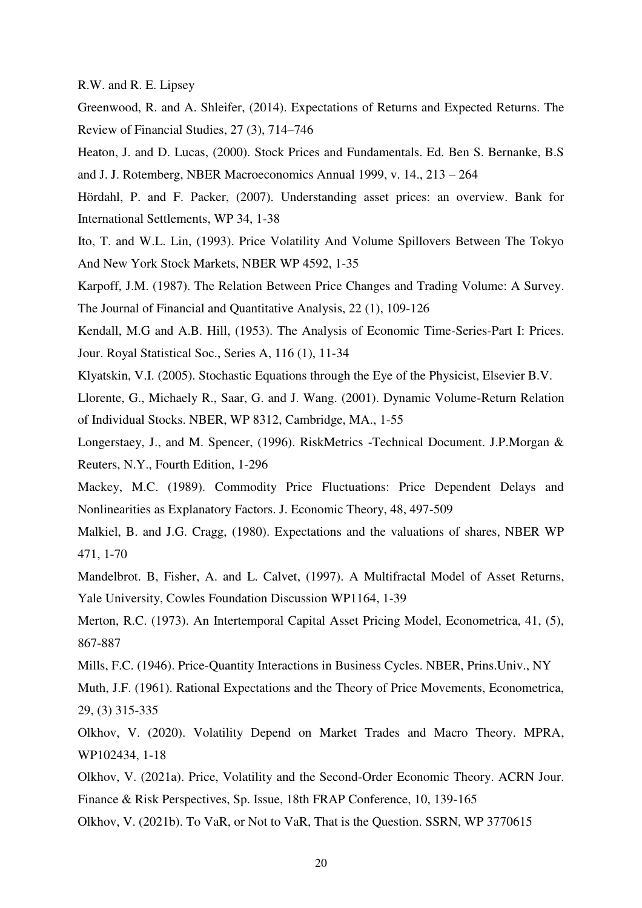R.W. and R. E. Lipsey

Greenwood, R. and A. Shleifer, (2014). Expectations of Returns and Expected Returns. The Review of Financial Studies, 27 (3), 714–746

Heaton, J. and D. Lucas, (2000). Stock Prices and Fundamentals. Ed. Ben S. Bernanke, B.S and J. J. Rotemberg, NBER Macroeconomics Annual 1999, v. 14., 213 – 264

Hördahl, P. and F. Packer, (2007). Understanding asset prices: an overview. Bank for International Settlements, WP 34, 1-38

Ito, T. and W.L. Lin, (1993). Price Volatility And Volume Spillovers Between The Tokyo And New York Stock Markets, NBER WP 4592, 1-35

Karpoff, J.M. (1987). The Relation Between Price Changes and Trading Volume: A Survey. The Journal of Financial and Quantitative Analysis, 22 (1), 109-126

Kendall, M.G and A.B. Hill, (1953). The Analysis of Economic Time-Series-Part I: Prices. Jour. Royal Statistical Soc., Series A, 116 (1), 11-34

Klyatskin, V.I. (2005). Stochastic Equations through the Eye of the Physicist, Elsevier B.V.

Llorente, G., Michaely R., Saar, G. and J. Wang. (2001). Dynamic Volume-Return Relation of Individual Stocks. NBER, WP 8312, Cambridge, MA., 1-55

Longerstaey, J., and M. Spencer, (1996). RiskMetrics -Technical Document. J.P.Morgan & Reuters, N.Y., Fourth Edition, 1-296

Mackey, M.C. (1989). Commodity Price Fluctuations: Price Dependent Delays and Nonlinearities as Explanatory Factors. J. Economic Theory, 48, 497-509

Malkiel, B. and J.G. Cragg, (1980). Expectations and the valuations of shares, NBER WP 471, 1-70

Mandelbrot. B, Fisher, A. and L. Calvet, (1997). A Multifractal Model of Asset Returns, Yale University, Cowles Foundation Discussion WP1164, 1-39

Merton, R.C. (1973). An Intertemporal Capital Asset Pricing Model, Econometrica, 41, (5), 867-887

Mills, F.C. (1946). Price-Quantity Interactions in Business Cycles. NBER, Prins.Univ., NY

Muth, J.F. (1961). Rational Expectations and the Theory of Price Movements, Econometrica, 29, (3) 315-335

Olkhov, V. (2020). Volatility Depend on Market Trades and Macro Theory. MPRA, WP102434, 1-18

Olkhov, V. (2021a). Price, Volatility and the Second-Order Economic Theory. ACRN Jour. Finance & Risk Perspectives, Sp. Issue, 18th FRAP Conference, 10, 139-165

Olkhov, V. (2021b). To VaR, or Not to VaR, That is the Question. SSRN, WP 3770615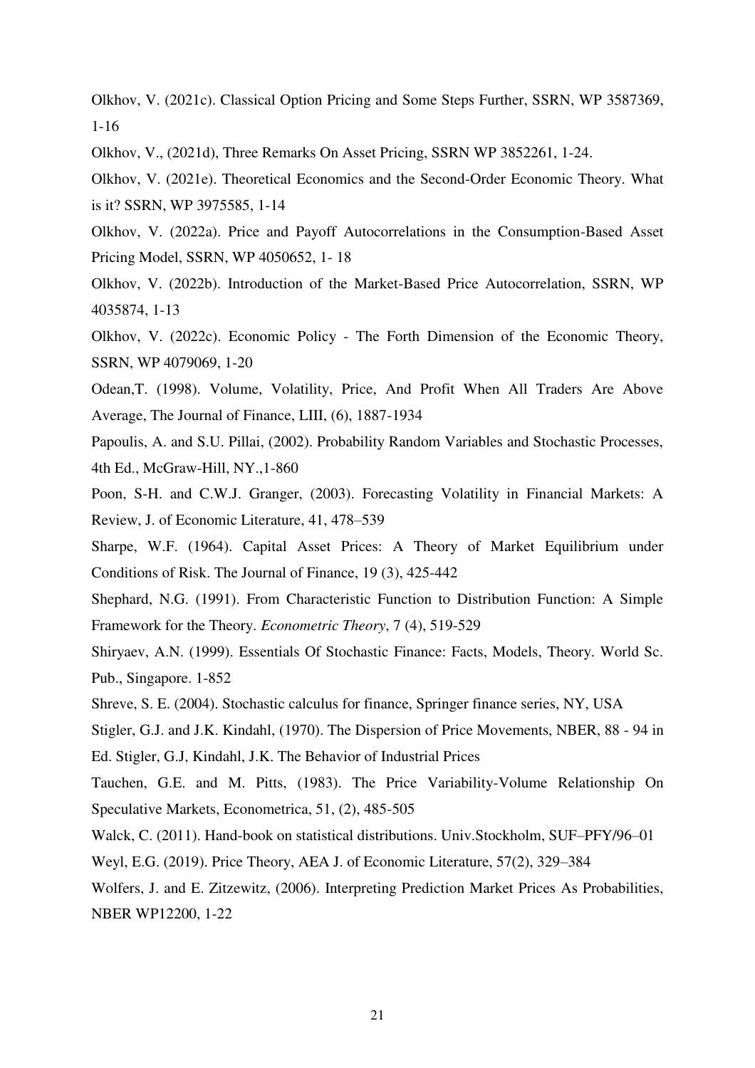Olkhov, V. (2021c). Classical Option Pricing and Some Steps Further, SSRN, WP 3587369, 1-16

Olkhov, V., (2021d), Three Remarks On Asset Pricing, SSRN WP 3852261, 1-24.

Olkhov, V. (2021e). Theoretical Economics and the Second-Order Economic Theory. What is it? SSRN, WP 3975585, 1-14

Olkhov, V. (2022a). Price and Payoff Autocorrelations in the Consumption-Based Asset Pricing Model, SSRN, WP 4050652, 1- 18

Olkhov, V. (2022b). Introduction of the Market-Based Price Autocorrelation, SSRN, WP 4035874, 1-13

Olkhov, V. (2022c). Economic Policy - The Forth Dimension of the Economic Theory, SSRN, WP 4079069, 1-20

Odean,T. (1998). Volume, Volatility, Price, And Profit When All Traders Are Above Average, The Journal of Finance, LIII, (6), 1887-1934

Papoulis, A. and S.U. Pillai, (2002). Probability Random Variables and Stochastic Processes, 4th Ed., McGraw-Hill, NY.,1-860

Poon, S-H. and C.W.J. Granger, (2003). Forecasting Volatility in Financial Markets: A Review, J. of Economic Literature, 41, 478–539

Sharpe, W.F. (1964). Capital Asset Prices: A Theory of Market Equilibrium under Conditions of Risk. The Journal of Finance, 19 (3), 425-442

Shephard, N.G. (1991). From Characteristic Function to Distribution Function: A Simple Framework for the Theory. *Econometric Theory*, 7 (4), 519-529

Shiryaev, A.N. (1999). Essentials Of Stochastic Finance: Facts, Models, Theory. World Sc. Pub., Singapore. 1-852

Shreve, S. E. (2004). Stochastic calculus for finance, Springer finance series, NY, USA

Stigler, G.J. and J.K. Kindahl, (1970). The Dispersion of Price Movements, NBER, 88 - 94 in Ed. Stigler, G.J, Kindahl, J.K. The Behavior of Industrial Prices

Tauchen, G.E. and M. Pitts, (1983). The Price Variability-Volume Relationship On Speculative Markets, Econometrica, 51, (2), 485-505

Walck, C. (2011). Hand-book on statistical distributions. Univ.Stockholm, SUF–PFY/96–01

Weyl, E.G. (2019). Price Theory, AEA J. of Economic Literature, 57(2), 329–384

Wolfers, J. and E. Zitzewitz, (2006). Interpreting Prediction Market Prices As Probabilities, NBER WP12200, 1-22